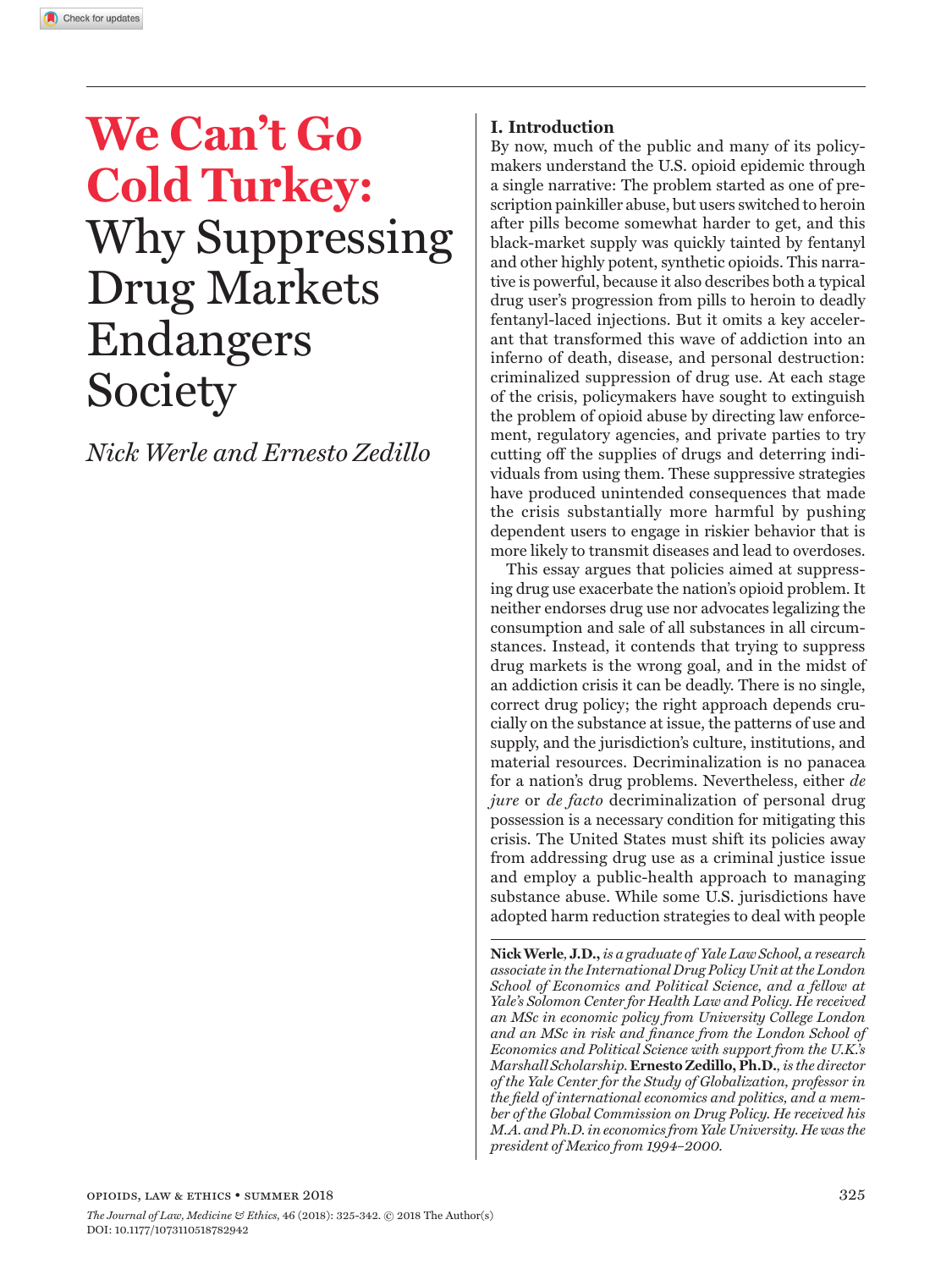# We Can't Go Cold Turkey: Why Suppressing Drug Markets Endangers Society

*Nick Werle and Ernesto Zedillo*

## I. Introduction

By now, much of the public and many of its policymakers understand the U.S. opioid epidemic through a single narrative: The problem started as one of prescription painkiller abuse, but users switched to heroin after pills become somewhat harder to get, and this black-market supply was quickly tainted by fentanyl and other highly potent, synthetic opioids. This narrative is powerful, because it also describes both a typical drug user's progression from pills to heroin to deadly fentanyl-laced injections. But it omits a key accelerant that transformed this wave of addiction into an inferno of death, disease, and personal destruction: criminalized suppression of drug use. At each stage of the crisis, policymakers have sought to extinguish the problem of opioid abuse by directing law enforcement, regulatory agencies, and private parties to try cutting off the supplies of drugs and deterring individuals from using them. These suppressive strategies have produced unintended consequences that made the crisis substantially more harmful by pushing dependent users to engage in riskier behavior that is more likely to transmit diseases and lead to overdoses.

This essay argues that policies aimed at suppressing drug use exacerbate the nation's opioid problem. It neither endorses drug use nor advocates legalizing the consumption and sale of all substances in all circumstances. Instead, it contends that trying to suppress drug markets is the wrong goal, and in the midst of an addiction crisis it can be deadly. There is no single, correct drug policy; the right approach depends crucially on the substance at issue, the patterns of use and supply, and the jurisdiction's culture, institutions, and material resources. Decriminalization is no panacea for a nation's drug problems. Nevertheless, either *de jure* or *de facto* decriminalization of personal drug possession is a necessary condition for mitigating this crisis. The United States must shift its policies away from addressing drug use as a criminal justice issue and employ a public-health approach to managing substance abuse. While some U.S. jurisdictions have adopted harm reduction strategies to deal with people

---

**Nick Werle, J.D.,** *is a graduate of Yale Law School, a research associate in the International Drug Policy Unit at the London School of Economics and Political Science, and a fellow at Yale's Solomon Center for Health Law and Policy. He received an MSc in economic policy from University College London and an MSc in risk and finance from the London School of Economics and Political Science with support from the U.K.'s Marshall Scholarship.* **Ernesto Zedillo, Ph.D.,** *is the director of the Yale Center for the Study of Globalization, professor in the field of international economics and politics, and a member of the Global Commission on Drug Policy. He received his M.A. and Ph.D. in economics from Yale University. He was the president of Mexico from 1994–2000.*

*The Journal of Law, Medicine & Ethics*, 46 (2018): 325-342. © 2018 The Author(s)
DOI: 10.1177/1073110518782942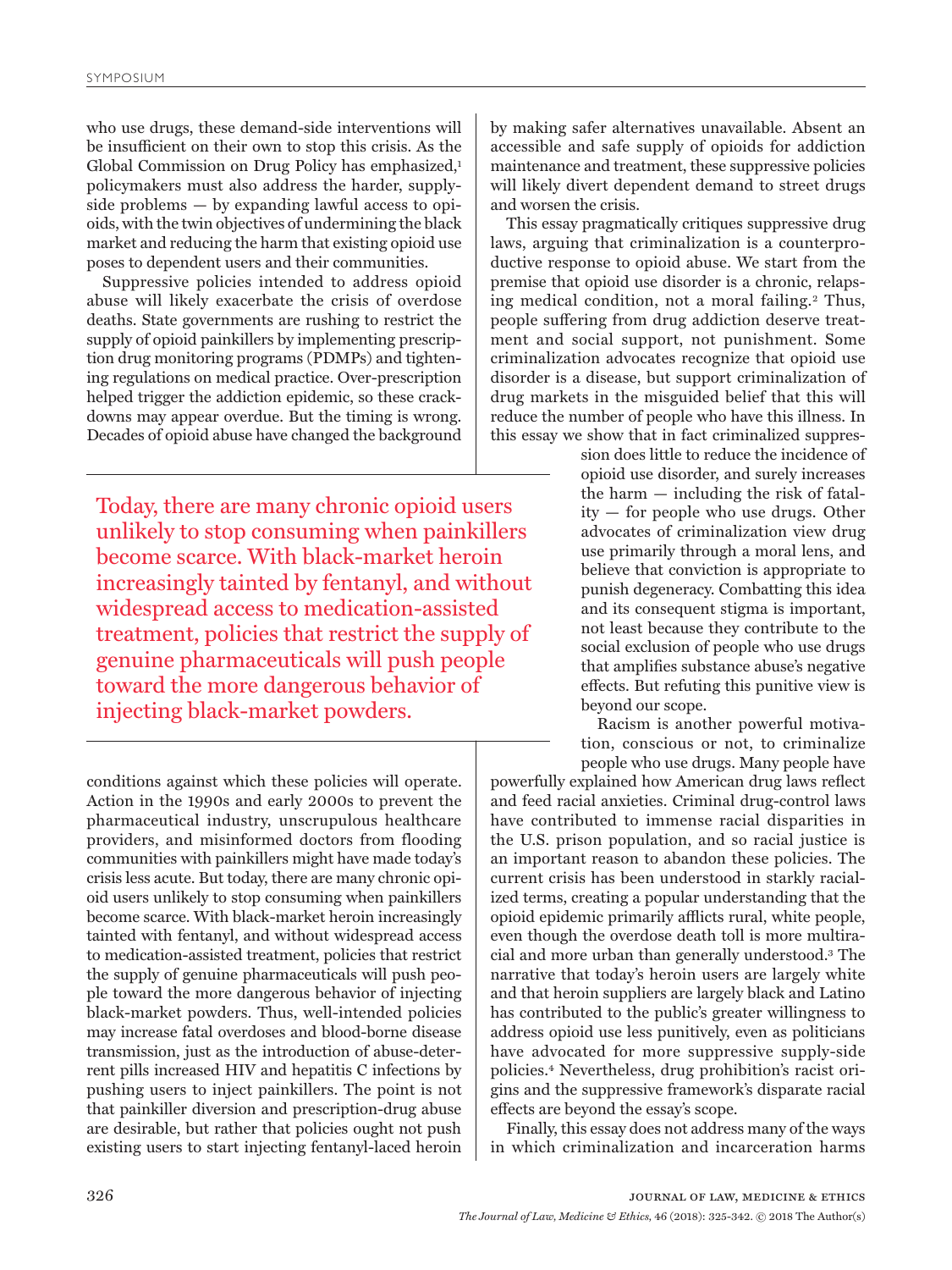who use drugs, these demand-side interventions will be insufficient on their own to stop this crisis. As the Global Commission on Drug Policy has emphasized,[1] policymakers must also address the harder, supply-side problems — by expanding lawful access to opioids, with the twin objectives of undermining the black market and reducing the harm that existing opioid use poses to dependent users and their communities.

Suppressive policies intended to address opioid abuse will likely exacerbate the crisis of overdose deaths. State governments are rushing to restrict the supply of opioid painkillers by implementing prescription drug monitoring programs (PDMPs) and tightening regulations on medical practice. Over-prescription helped trigger the addiction epidemic, so these crackdowns may appear overdue. But the timing is wrong. Decades of opioid abuse have changed the background conditions against which these policies will operate. Action in the 1990s and early 2000s to prevent the pharmaceutical industry, unscrupulous healthcare providers, and misinformed doctors from flooding communities with painkillers might have made today's crisis less acute. But today, there are many chronic opioid users unlikely to stop consuming when painkillers become scarce. With black-market heroin increasingly tainted with fentanyl, and without widespread access to medication-assisted treatment, policies that restrict the supply of genuine pharmaceuticals will push people toward the more dangerous behavior of injecting black-market powders. Thus, well-intended policies may increase fatal overdoses and blood-borne disease transmission, just as the introduction of abuse-deterrent pills increased HIV and hepatitis C infections by pushing users to inject painkillers. The point is not that painkiller diversion and prescription-drug abuse are desirable, but rather that policies ought not push existing users to start injecting fentanyl-laced heroin by making safer alternatives unavailable. Absent an accessible and safe supply of opioids for addiction maintenance and treatment, these suppressive policies will likely divert dependent demand to street drugs and worsen the crisis.

> Today, there are many chronic opioid users unlikely to stop consuming when painkillers become scarce. With black-market heroin increasingly tainted by fentanyl, and without widespread access to medication-assisted treatment, policies that restrict the supply of genuine pharmaceuticals will push people toward the more dangerous behavior of injecting black-market powders.

This essay pragmatically critiques suppressive drug laws, arguing that criminalization is a counterproductive response to opioid abuse. We start from the premise that opioid use disorder is a chronic, relapsing medical condition, not a moral failing.[2] Thus, people suffering from drug addiction deserve treatment and social support, not punishment. Some criminalization advocates recognize that opioid use disorder is a disease, but support criminalization of drug markets in the misguided belief that this will reduce the number of people who have this illness. In this essay we show that in fact criminalized suppression does little to reduce the incidence of opioid use disorder, and surely increases the harm — including the risk of fatality — for people who use drugs. Other advocates of criminalization view drug use primarily through a moral lens, and believe that conviction is appropriate to punish degeneracy. Combatting this idea and its consequent stigma is important, not least because they contribute to the social exclusion of people who use drugs that amplifies substance abuse's negative effects. But refuting this punitive view is beyond our scope.

Racism is another powerful motivation, conscious or not, to criminalize people who use drugs. Many people have powerfully explained how American drug laws reflect and feed racial anxieties. Criminal drug-control laws have contributed to immense racial disparities in the U.S. prison population, and so racial justice is an important reason to abandon these policies. The current crisis has been understood in starkly racialized terms, creating a popular understanding that the opioid epidemic primarily afflicts rural, white people, even though the overdose death toll is more multiracial and more urban than generally understood.[3] The narrative that today's heroin users are largely white and that heroin suppliers are largely black and Latino has contributed to the public's greater willingness to address opioid use less punitively, even as politicians have advocated for more suppressive supply-side policies.[4] Nevertheless, drug prohibition's racist origins and the suppressive framework's disparate racial effects are beyond the essay's scope.

Finally, this essay does not address many of the ways in which criminalization and incarceration harms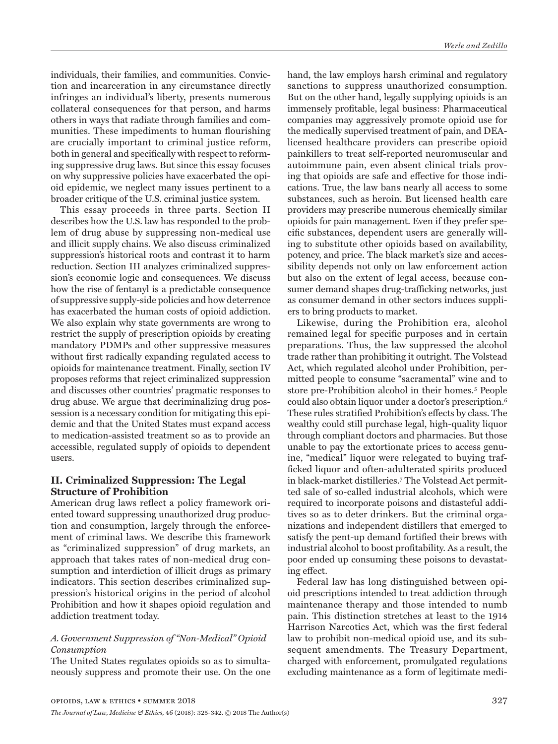individuals, their families, and communities. Conviction and incarceration in any circumstance directly infringes an individual's liberty, presents numerous collateral consequences for that person, and harms others in ways that radiate through families and communities. These impediments to human flourishing are crucially important to criminal justice reform, both in general and specifically with respect to reforming suppressive drug laws. But since this essay focuses on why suppressive policies have exacerbated the opioid epidemic, we neglect many issues pertinent to a broader critique of the U.S. criminal justice system.

This essay proceeds in three parts. Section II describes how the U.S. law has responded to the problem of drug abuse by suppressing non-medical use and illicit supply chains. We also discuss criminalized suppression's historical roots and contrast it to harm reduction. Section III analyzes criminalized suppression's economic logic and consequences. We discuss how the rise of fentanyl is a predictable consequence of suppressive supply-side policies and how deterrence has exacerbated the human costs of opioid addiction. We also explain why state governments are wrong to restrict the supply of prescription opioids by creating mandatory PDMPs and other suppressive measures without first radically expanding regulated access to opioids for maintenance treatment. Finally, section IV proposes reforms that reject criminalized suppression and discusses other countries' pragmatic responses to drug abuse. We argue that decriminalizing drug possession is a necessary condition for mitigating this epidemic and that the United States must expand access to medication-assisted treatment so as to provide an accessible, regulated supply of opioids to dependent users.

## II. Criminalized Suppression: The Legal Structure of Prohibition

American drug laws reflect a policy framework oriented toward suppressing unauthorized drug production and consumption, largely through the enforcement of criminal laws. We describe this framework as "criminalized suppression" of drug markets, an approach that takes rates of non-medical drug consumption and interdiction of illicit drugs as primary indicators. This section describes criminalized suppression's historical origins in the period of alcohol Prohibition and how it shapes opioid regulation and addiction treatment today.

### *A. Government Suppression of "Non-Medical" Opioid Consumption*

The United States regulates opioids so as to simultaneously suppress and promote their use. On the one hand, the law employs harsh criminal and regulatory sanctions to suppress unauthorized consumption. But on the other hand, legally supplying opioids is an immensely profitable, legal business: Pharmaceutical companies may aggressively promote opioid use for the medically supervised treatment of pain, and DEA-licensed healthcare providers can prescribe opioid painkillers to treat self-reported neuromuscular and autoimmune pain, even absent clinical trials proving that opioids are safe and effective for those indications. True, the law bans nearly all access to some substances, such as heroin. But licensed health care providers may prescribe numerous chemically similar opioids for pain management. Even if they prefer specific substances, dependent users are generally willing to substitute other opioids based on availability, potency, and price. The black market's size and accessibility depends not only on law enforcement action but also on the extent of legal access, because consumer demand shapes drug-trafficking networks, just as consumer demand in other sectors induces suppliers to bring products to market.

Likewise, during the Prohibition era, alcohol remained legal for specific purposes and in certain preparations. Thus, the law suppressed the alcohol trade rather than prohibiting it outright. The Volstead Act, which regulated alcohol under Prohibition, permitted people to consume "sacramental" wine and to store pre-Prohibition alcohol in their homes.[5] People could also obtain liquor under a doctor's prescription.[6] These rules stratified Prohibition's effects by class. The wealthy could still purchase legal, high-quality liquor through compliant doctors and pharmacies. But those unable to pay the extortionate prices to access genuine, "medical" liquor were relegated to buying trafficked liquor and often-adulterated spirits produced in black-market distilleries.[7] The Volstead Act permitted sale of so-called industrial alcohols, which were required to incorporate poisons and distasteful additives so as to deter drinkers. But the criminal organizations and independent distillers that emerged to satisfy the pent-up demand fortified their brews with industrial alcohol to boost profitability. As a result, the poor ended up consuming these poisons to devastating effect.

Federal law has long distinguished between opioid prescriptions intended to treat addiction through maintenance therapy and those intended to numb pain. This distinction stretches at least to the 1914 Harrison Narcotics Act, which was the first federal law to prohibit non-medical opioid use, and its subsequent amendments. The Treasury Department, charged with enforcement, promulgated regulations excluding maintenance as a form of legitimate medi-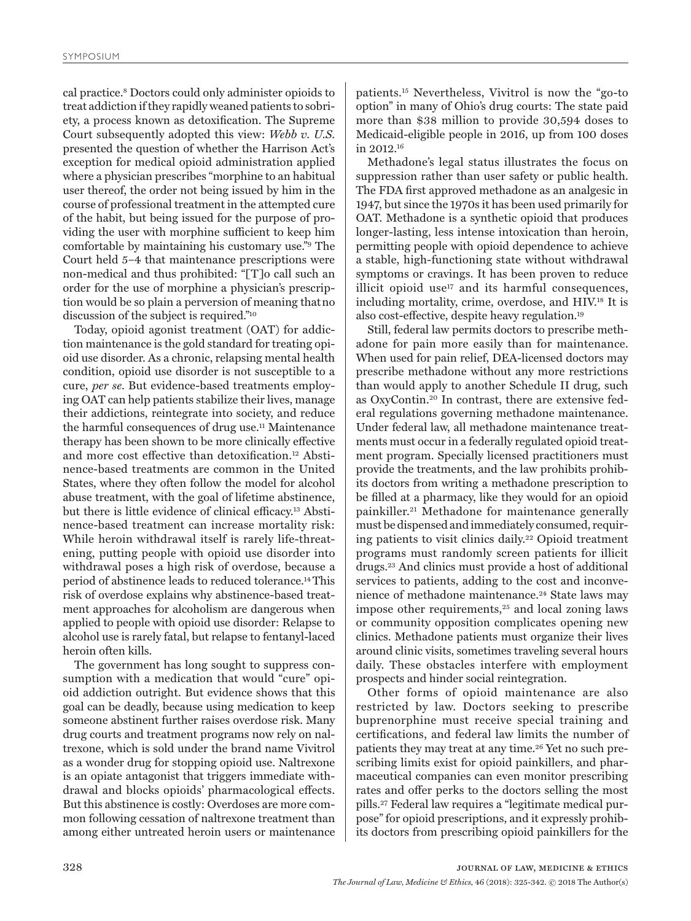cal practice.[8] Doctors could only administer opioids to treat addiction if they rapidly weaned patients to sobriety, a process known as detoxification. The Supreme Court subsequently adopted this view: *Webb v. U.S.* presented the question of whether the Harrison Act's exception for medical opioid administration applied where a physician prescribes "morphine to an habitual user thereof, the order not being issued by him in the course of professional treatment in the attempted cure of the habit, but being issued for the purpose of providing the user with morphine sufficient to keep him comfortable by maintaining his customary use."[9] The Court held 5–4 that maintenance prescriptions were non-medical and thus prohibited: "[T]o call such an order for the use of morphine a physician's prescription would be so plain a perversion of meaning that no discussion of the subject is required."[10]

Today, opioid agonist treatment (OAT) for addiction maintenance is the gold standard for treating opioid use disorder. As a chronic, relapsing mental health condition, opioid use disorder is not susceptible to a cure, *per se*. But evidence-based treatments employing OAT can help patients stabilize their lives, manage their addictions, reintegrate into society, and reduce the harmful consequences of drug use.[11] Maintenance therapy has been shown to be more clinically effective and more cost effective than detoxification.[12] Abstinence-based treatments are common in the United States, where they often follow the model for alcohol abuse treatment, with the goal of lifetime abstinence, but there is little evidence of clinical efficacy.[13] Abstinence-based treatment can increase mortality risk: While heroin withdrawal itself is rarely life-threatening, putting people with opioid use disorder into withdrawal poses a high risk of overdose, because a period of abstinence leads to reduced tolerance.[14] This risk of overdose explains why abstinence-based treatment approaches for alcoholism are dangerous when applied to people with opioid use disorder: Relapse to alcohol use is rarely fatal, but relapse to fentanyl-laced heroin often kills.

The government has long sought to suppress consumption with a medication that would "cure" opioid addiction outright. But evidence shows that this goal can be deadly, because using medication to keep someone abstinent further raises overdose risk. Many drug courts and treatment programs now rely on naltrexone, which is sold under the brand name Vivitrol as a wonder drug for stopping opioid use. Naltrexone is an opiate antagonist that triggers immediate withdrawal and blocks opioids' pharmacological effects. But this abstinence is costly: Overdoses are more common following cessation of naltrexone treatment than among either untreated heroin users or maintenance patients.[15] Nevertheless, Vivitrol is now the "go-to option" in many of Ohio's drug courts: The state paid more than $38 million to provide 30,594 doses to Medicaid-eligible people in 2016, up from 100 doses in 2012.[16]

Methadone's legal status illustrates the focus on suppression rather than user safety or public health. The FDA first approved methadone as an analgesic in 1947, but since the 1970s it has been used primarily for OAT. Methadone is a synthetic opioid that produces longer-lasting, less intense intoxication than heroin, permitting people with opioid dependence to achieve a stable, high-functioning state without withdrawal symptoms or cravings. It has been proven to reduce illicit opioid use[17] and its harmful consequences, including mortality, crime, overdose, and HIV.[18] It is also cost-effective, despite heavy regulation.[19]

Still, federal law permits doctors to prescribe methadone for pain more easily than for maintenance. When used for pain relief, DEA-licensed doctors may prescribe methadone without any more restrictions than would apply to another Schedule II drug, such as OxyContin.[20] In contrast, there are extensive federal regulations governing methadone maintenance. Under federal law, all methadone maintenance treatments must occur in a federally regulated opioid treatment program. Specially licensed practitioners must provide the treatments, and the law prohibits prohibits doctors from writing a methadone prescription to be filled at a pharmacy, like they would for an opioid painkiller.[21] Methadone for maintenance generally must be dispensed and immediately consumed, requiring patients to visit clinics daily.[22] Opioid treatment programs must randomly screen patients for illicit drugs.[23] And clinics must provide a host of additional services to patients, adding to the cost and inconvenience of methadone maintenance.[24] State laws may impose other requirements,[25] and local zoning laws or community opposition complicates opening new clinics. Methadone patients must organize their lives around clinic visits, sometimes traveling several hours daily. These obstacles interfere with employment prospects and hinder social reintegration.

Other forms of opioid maintenance are also restricted by law. Doctors seeking to prescribe buprenorphine must receive special training and certifications, and federal law limits the number of patients they may treat at any time.[26] Yet no such prescribing limits exist for opioid painkillers, and pharmaceutical companies can even monitor prescribing rates and offer perks to the doctors selling the most pills.[27] Federal law requires a "legitimate medical purpose" for opioid prescriptions, and it expressly prohibits doctors from prescribing opioid painkillers for the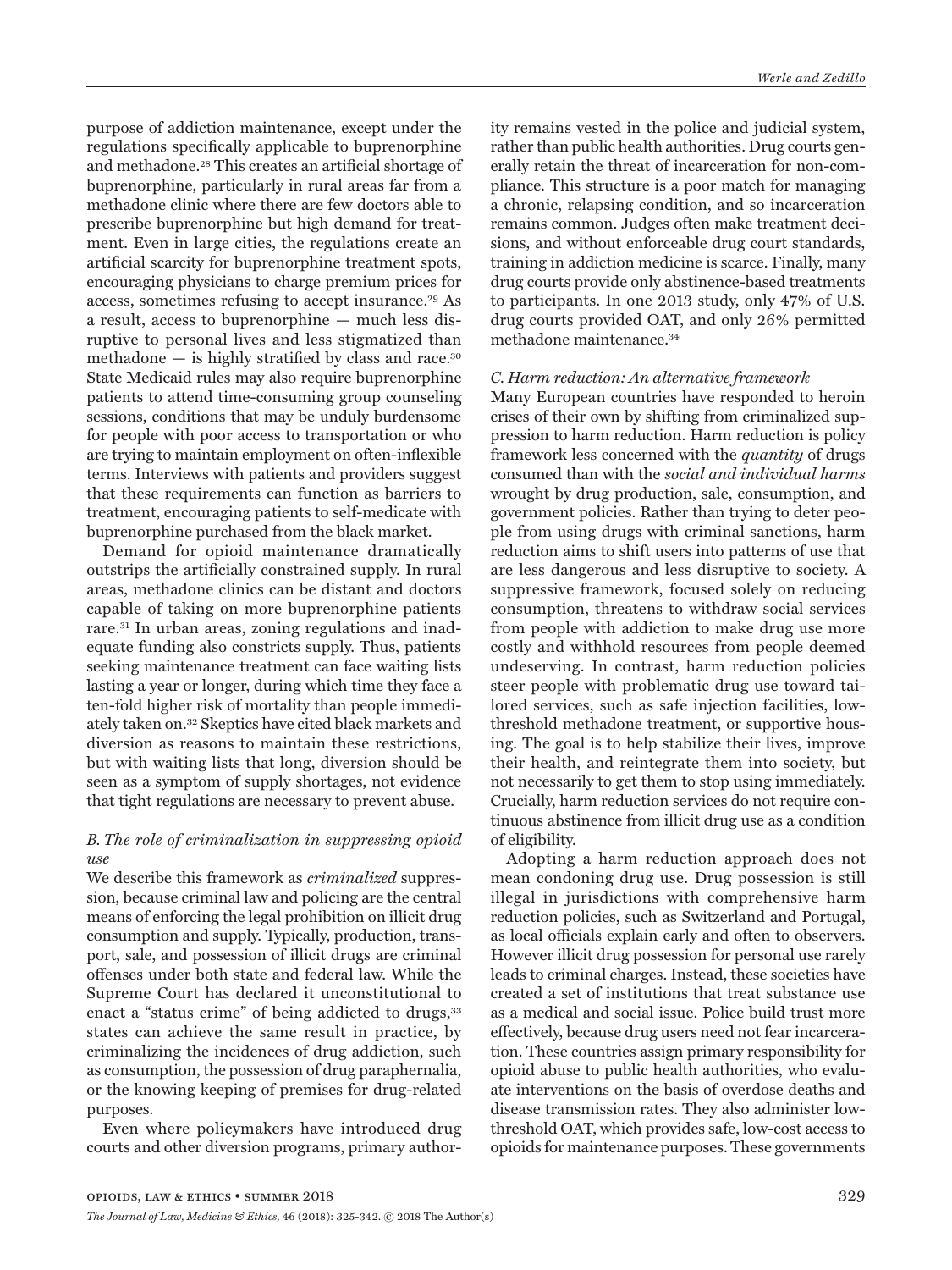purpose of addiction maintenance, except under the regulations specifically applicable to buprenorphine and methadone.[28] This creates an artificial shortage of buprenorphine, particularly in rural areas far from a methadone clinic where there are few doctors able to prescribe buprenorphine but high demand for treatment. Even in large cities, the regulations create an artificial scarcity for buprenorphine treatment spots, encouraging physicians to charge premium prices for access, sometimes refusing to accept insurance.[29] As a result, access to buprenorphine — much less disruptive to personal lives and less stigmatized than methadone — is highly stratified by class and race.[30] State Medicaid rules may also require buprenorphine patients to attend time-consuming group counseling sessions, conditions that may be unduly burdensome for people with poor access to transportation or who are trying to maintain employment on often-inflexible terms. Interviews with patients and providers suggest that these requirements can function as barriers to treatment, encouraging patients to self-medicate with buprenorphine purchased from the black market.

Demand for opioid maintenance dramatically outstrips the artificially constrained supply. In rural areas, methadone clinics can be distant and doctors capable of taking on more buprenorphine patients rare.[31] In urban areas, zoning regulations and inadequate funding also constricts supply. Thus, patients seeking maintenance treatment can face waiting lists lasting a year or longer, during which time they face a ten-fold higher risk of mortality than people immediately taken on.[32] Skeptics have cited black markets and diversion as reasons to maintain these restrictions, but with waiting lists that long, diversion should be seen as a symptom of supply shortages, not evidence that tight regulations are necessary to prevent abuse.

### *B. The role of criminalization in suppressing opioid use*

We describe this framework as *criminalized* suppression, because criminal law and policing are the central means of enforcing the legal prohibition on illicit drug consumption and supply. Typically, production, transport, sale, and possession of illicit drugs are criminal offenses under both state and federal law. While the Supreme Court has declared it unconstitutional to enact a "status crime" of being addicted to drugs,[33] states can achieve the same result in practice, by criminalizing the incidences of drug addiction, such as consumption, the possession of drug paraphernalia, or the knowing keeping of premises for drug-related purposes.

Even where policymakers have introduced drug courts and other diversion programs, primary authority remains vested in the police and judicial system, rather than public health authorities. Drug courts generally retain the threat of incarceration for non-compliance. This structure is a poor match for managing a chronic, relapsing condition, and so incarceration remains common. Judges often make treatment decisions, and without enforceable drug court standards, training in addiction medicine is scarce. Finally, many drug courts provide only abstinence-based treatments to participants. In one 2013 study, only 47% of U.S. drug courts provided OAT, and only 26% permitted methadone maintenance.[34]

### *C. Harm reduction: An alternative framework*

Many European countries have responded to heroin crises of their own by shifting from criminalized suppression to harm reduction. Harm reduction is policy framework less concerned with the *quantity* of drugs consumed than with the *social and individual harms* wrought by drug production, sale, consumption, and government policies. Rather than trying to deter people from using drugs with criminal sanctions, harm reduction aims to shift users into patterns of use that are less dangerous and less disruptive to society. A suppressive framework, focused solely on reducing consumption, threatens to withdraw social services from people with addiction to make drug use more costly and withhold resources from people deemed undeserving. In contrast, harm reduction policies steer people with problematic drug use toward tailored services, such as safe injection facilities, low-threshold methadone treatment, or supportive housing. The goal is to help stabilize their lives, improve their health, and reintegrate them into society, but not necessarily to get them to stop using immediately. Crucially, harm reduction services do not require continuous abstinence from illicit drug use as a condition of eligibility.

Adopting a harm reduction approach does not mean condoning drug use. Drug possession is still illegal in jurisdictions with comprehensive harm reduction policies, such as Switzerland and Portugal, as local officials explain early and often to observers. However illicit drug possession for personal use rarely leads to criminal charges. Instead, these societies have created a set of institutions that treat substance use as a medical and social issue. Police build trust more effectively, because drug users need not fear incarceration. These countries assign primary responsibility for opioid abuse to public health authorities, who evaluate interventions on the basis of overdose deaths and disease transmission rates. They also administer low-threshold OAT, which provides safe, low-cost access to opioids for maintenance purposes. These governments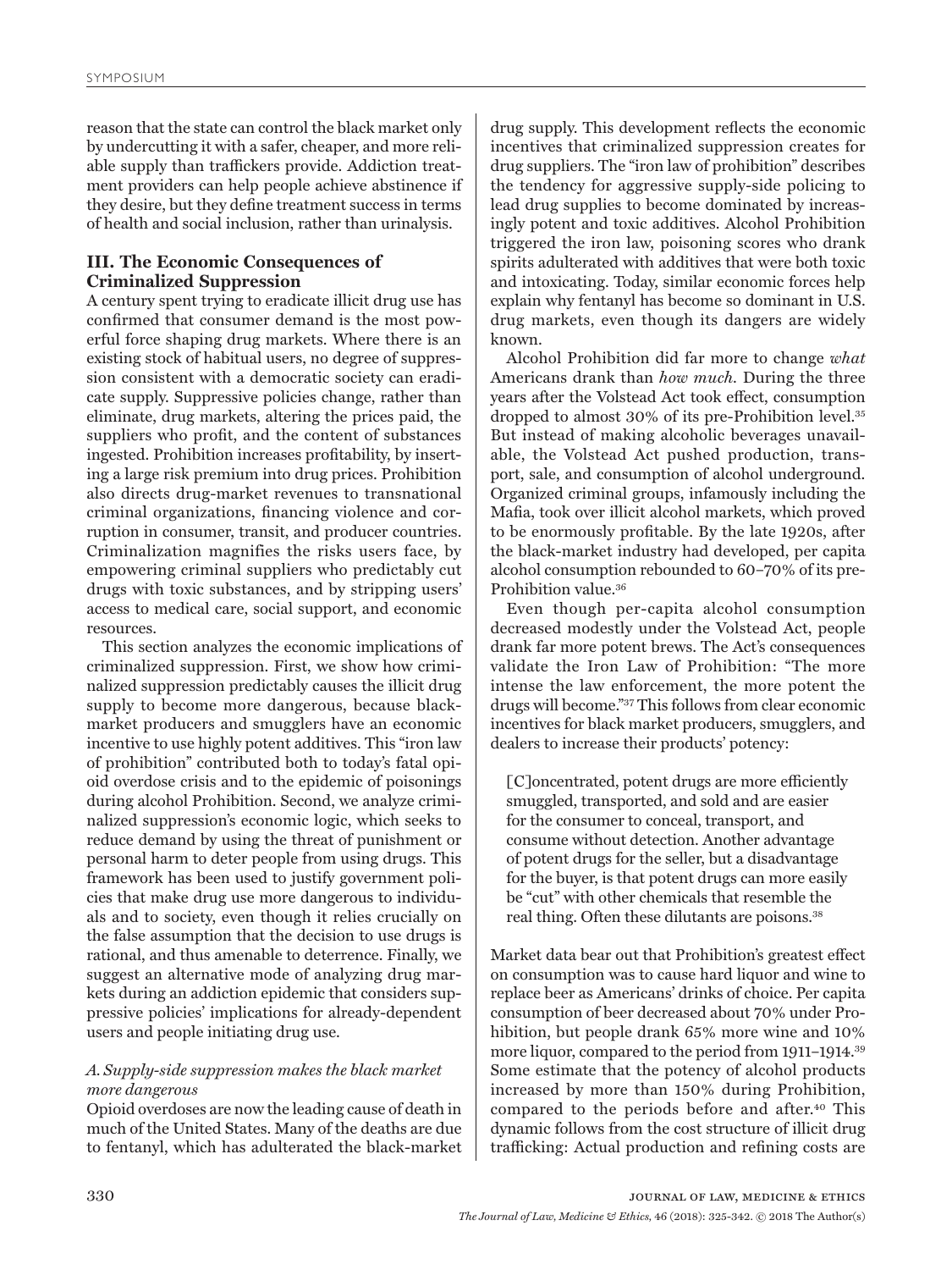reason that the state can control the black market only by undercutting it with a safer, cheaper, and more reliable supply than traffickers provide. Addiction treatment providers can help people achieve abstinence if they desire, but they define treatment success in terms of health and social inclusion, rather than urinalysis.

## III. The Economic Consequences of Criminalized Suppression

A century spent trying to eradicate illicit drug use has confirmed that consumer demand is the most powerful force shaping drug markets. Where there is an existing stock of habitual users, no degree of suppression consistent with a democratic society can eradicate supply. Suppressive policies change, rather than eliminate, drug markets, altering the prices paid, the suppliers who profit, and the content of substances ingested. Prohibition increases profitability, by inserting a large risk premium into drug prices. Prohibition also directs drug-market revenues to transnational criminal organizations, financing violence and corruption in consumer, transit, and producer countries. Criminalization magnifies the risks users face, by empowering criminal suppliers who predictably cut drugs with toxic substances, and by stripping users' access to medical care, social support, and economic resources.

This section analyzes the economic implications of criminalized suppression. First, we show how criminalized suppression predictably causes the illicit drug supply to become more dangerous, because black-market producers and smugglers have an economic incentive to use highly potent additives. This "iron law of prohibition" contributed both to today's fatal opioid overdose crisis and to the epidemic of poisonings during alcohol Prohibition. Second, we analyze criminalized suppression's economic logic, which seeks to reduce demand by using the threat of punishment or personal harm to deter people from using drugs. This framework has been used to justify government policies that make drug use more dangerous to individuals and to society, even though it relies crucially on the false assumption that the decision to use drugs is rational, and thus amenable to deterrence. Finally, we suggest an alternative mode of analyzing drug markets during an addiction epidemic that considers suppressive policies' implications for already-dependent users and people initiating drug use.

### *A. Supply-side suppression makes the black market more dangerous*

Opioid overdoses are now the leading cause of death in much of the United States. Many of the deaths are due to fentanyl, which has adulterated the black-market drug supply. This development reflects the economic incentives that criminalized suppression creates for drug suppliers. The "iron law of prohibition" describes the tendency for aggressive supply-side policing to lead drug supplies to become dominated by increasingly potent and toxic additives. Alcohol Prohibition triggered the iron law, poisoning scores who drank spirits adulterated with additives that were both toxic and intoxicating. Today, similar economic forces help explain why fentanyl has become so dominant in U.S. drug markets, even though its dangers are widely known.

Alcohol Prohibition did far more to change *what* Americans drank than *how much*. During the three years after the Volstead Act took effect, consumption dropped to almost 30% of its pre-Prohibition level.[35] But instead of making alcoholic beverages unavailable, the Volstead Act pushed production, transport, sale, and consumption of alcohol underground. Organized criminal groups, infamously including the Mafia, took over illicit alcohol markets, which proved to be enormously profitable. By the late 1920s, after the black-market industry had developed, per capita alcohol consumption rebounded to 60–70% of its pre-Prohibition value.[36]

Even though per-capita alcohol consumption decreased modestly under the Volstead Act, people drank far more potent brews. The Act's consequences validate the Iron Law of Prohibition: "The more intense the law enforcement, the more potent the drugs will become."[37] This follows from clear economic incentives for black market producers, smugglers, and dealers to increase their products' potency:

> [C]oncentrated, potent drugs are more efficiently smuggled, transported, and sold and are easier for the consumer to conceal, transport, and consume without detection. Another advantage of potent drugs for the seller, but a disadvantage for the buyer, is that potent drugs can more easily be "cut" with other chemicals that resemble the real thing. Often these dilutants are poisons.[38]

Market data bear out that Prohibition's greatest effect on consumption was to cause hard liquor and wine to replace beer as Americans' drinks of choice. Per capita consumption of beer decreased about 70% under Prohibition, but people drank 65% more wine and 10% more liquor, compared to the period from 1911–1914.[39] Some estimate that the potency of alcohol products increased by more than 150% during Prohibition, compared to the periods before and after.[40] This dynamic follows from the cost structure of illicit drug trafficking: Actual production and refining costs are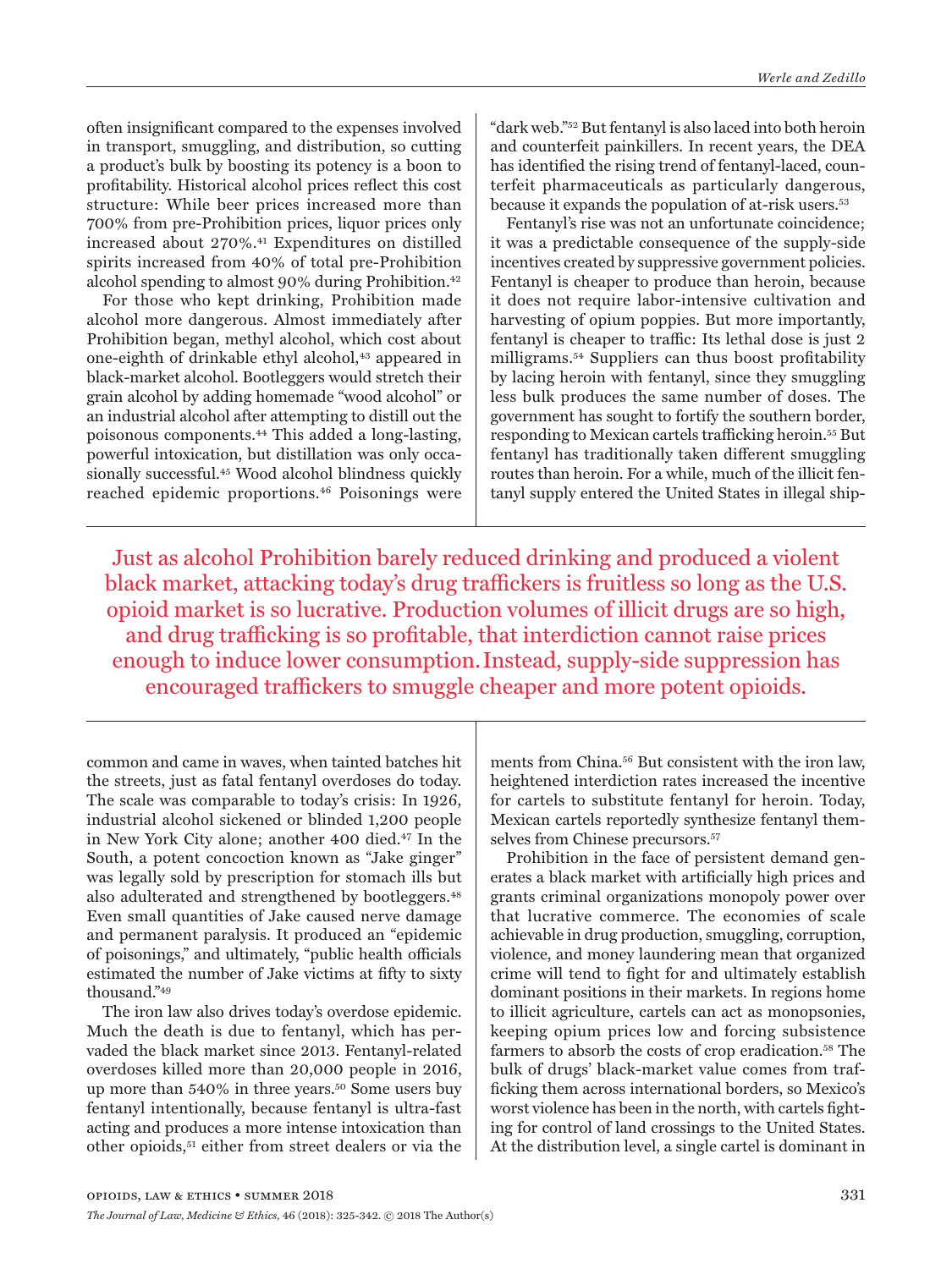often insignificant compared to the expenses involved in transport, smuggling, and distribution, so cutting a product's bulk by boosting its potency is a boon to profitability. Historical alcohol prices reflect this cost structure: While beer prices increased more than 700% from pre-Prohibition prices, liquor prices only increased about 270%.[41] Expenditures on distilled spirits increased from 40% of total pre-Prohibition alcohol spending to almost 90% during Prohibition.[42]

For those who kept drinking, Prohibition made alcohol more dangerous. Almost immediately after Prohibition began, methyl alcohol, which cost about one-eighth of drinkable ethyl alcohol,[43] appeared in black-market alcohol. Bootleggers would stretch their grain alcohol by adding homemade "wood alcohol" or an industrial alcohol after attempting to distill out the poisonous components.[44] This added a long-lasting, powerful intoxication, but distillation was only occasionally successful.[45] Wood alcohol blindness quickly reached epidemic proportions.[46] Poisonings were common and came in waves, when tainted batches hit the streets, just as fatal fentanyl overdoses do today. The scale was comparable to today's crisis: In 1926, industrial alcohol sickened or blinded 1,200 people in New York City alone; another 400 died.[47] In the South, a potent concoction known as "Jake ginger" was legally sold by prescription for stomach ills but also adulterated and strengthened by bootleggers.[48] Even small quantities of Jake caused nerve damage and permanent paralysis. It produced an "epidemic of poisonings," and ultimately, "public health officials estimated the number of Jake victims at fifty to sixty thousand."[49]

The iron law also drives today's overdose epidemic. Much the death is due to fentanyl, which has pervaded the black market since 2013. Fentanyl-related overdoses killed more than 20,000 people in 2016, up more than 540% in three years.[50] Some users buy fentanyl intentionally, because fentanyl is ultra-fast acting and produces a more intense intoxication than other opioids,[51] either from street dealers or via the "dark web."[52] But fentanyl is also laced into both heroin and counterfeit painkillers. In recent years, the DEA has identified the rising trend of fentanyl-laced, counterfeit pharmaceuticals as particularly dangerous, because it expands the population of at-risk users.[53]

Fentanyl's rise was not an unfortunate coincidence; it was a predictable consequence of the supply-side incentives created by suppressive government policies. Fentanyl is cheaper to produce than heroin, because it does not require labor-intensive cultivation and harvesting of opium poppies. But more importantly, fentanyl is cheaper to traffic: Its lethal dose is just 2 milligrams.[54] Suppliers can thus boost profitability by lacing heroin with fentanyl, since they smuggling less bulk produces the same number of doses. The government has sought to fortify the southern border, responding to Mexican cartels trafficking heroin.[55] But fentanyl has traditionally taken different smuggling routes than heroin. For a while, much of the illicit fentanyl supply entered the United States in illegal shipments from China.[56] But consistent with the iron law, heightened interdiction rates increased the incentive for cartels to substitute fentanyl for heroin. Today, Mexican cartels reportedly synthesize fentanyl themselves from Chinese precursors.[57]

> Just as alcohol Prohibition barely reduced drinking and produced a violent black market, attacking today's drug traffickers is fruitless so long as the U.S. opioid market is so lucrative. Production volumes of illicit drugs are so high, and drug trafficking is so profitable, that interdiction cannot raise prices enough to induce lower consumption. Instead, supply-side suppression has encouraged traffickers to smuggle cheaper and more potent opioids.

Prohibition in the face of persistent demand generates a black market with artificially high prices and grants criminal organizations monopoly power over that lucrative commerce. The economies of scale achievable in drug production, smuggling, corruption, violence, and money laundering mean that organized crime will tend to fight for and ultimately establish dominant positions in their markets. In regions home to illicit agriculture, cartels can act as monopsonies, keeping opium prices low and forcing subsistence farmers to absorb the costs of crop eradication.[58] The bulk of drugs' black-market value comes from trafficking them across international borders, so Mexico's worst violence has been in the north, with cartels fighting for control of land crossings to the United States. At the distribution level, a single cartel is dominant in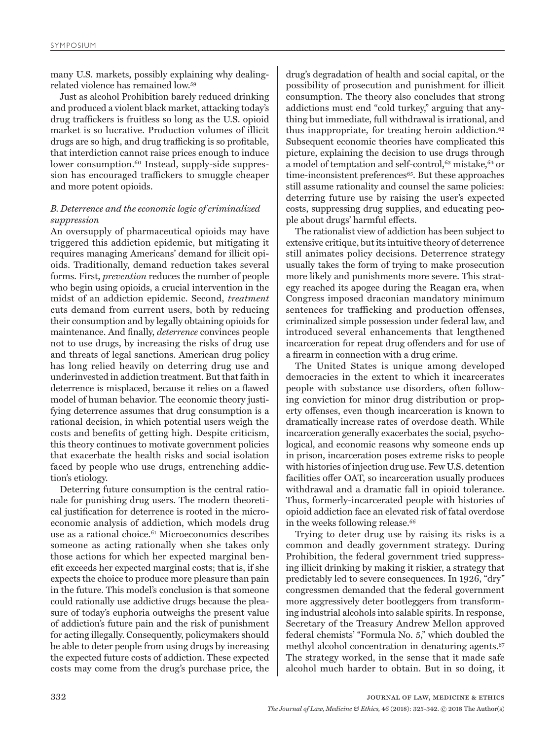many U.S. markets, possibly explaining why dealing-related violence has remained low.[59]

Just as alcohol Prohibition barely reduced drinking and produced a violent black market, attacking today's drug traffickers is fruitless so long as the U.S. opioid market is so lucrative. Production volumes of illicit drugs are so high, and drug trafficking is so profitable, that interdiction cannot raise prices enough to induce lower consumption.[60] Instead, supply-side suppression has encouraged traffickers to smuggle cheaper and more potent opioids.

### *B. Deterrence and the economic logic of criminalized suppression*

An oversupply of pharmaceutical opioids may have triggered this addiction epidemic, but mitigating it requires managing Americans' demand for illicit opioids. Traditionally, demand reduction takes several forms. First, *prevention* reduces the number of people who begin using opioids, a crucial intervention in the midst of an addiction epidemic. Second, *treatment* cuts demand from current users, both by reducing their consumption and by legally obtaining opioids for maintenance. And finally, *deterrence* convinces people not to use drugs, by increasing the risks of drug use and threats of legal sanctions. American drug policy has long relied heavily on deterring drug use and underinvested in addiction treatment. But that faith in deterrence is misplaced, because it relies on a flawed model of human behavior. The economic theory justifying deterrence assumes that drug consumption is a rational decision, in which potential users weigh the costs and benefits of getting high. Despite criticism, this theory continues to motivate government policies that exacerbate the health risks and social isolation faced by people who use drugs, entrenching addiction's etiology.

Deterring future consumption is the central rationale for punishing drug users. The modern theoretical justification for deterrence is rooted in the microeconomic analysis of addiction, which models drug use as a rational choice.[61] Microeconomics describes someone as acting rationally when she takes only those actions for which her expected marginal benefit exceeds her expected marginal costs; that is, if she expects the choice to produce more pleasure than pain in the future. This model's conclusion is that someone could rationally use addictive drugs because the pleasure of today's euphoria outweighs the present value of addiction's future pain and the risk of punishment for acting illegally. Consequently, policymakers should be able to deter people from using drugs by increasing the expected future costs of addiction. These expected costs may come from the drug's purchase price, the drug's degradation of health and social capital, or the possibility of prosecution and punishment for illicit consumption. The theory also concludes that strong addictions must end "cold turkey," arguing that anything but immediate, full withdrawal is irrational, and thus inappropriate, for treating heroin addiction.[62] Subsequent economic theories have complicated this picture, explaining the decision to use drugs through a model of temptation and self-control,[63] mistake,[64] or time-inconsistent preferences[65]. But these approaches still assume rationality and counsel the same policies: deterring future use by raising the user's expected costs, suppressing drug supplies, and educating people about drugs' harmful effects.

The rationalist view of addiction has been subject to extensive critique, but its intuitive theory of deterrence still animates policy decisions. Deterrence strategy usually takes the form of trying to make prosecution more likely and punishments more severe. This strategy reached its apogee during the Reagan era, when Congress imposed draconian mandatory minimum sentences for trafficking and production offenses, criminalized simple possession under federal law, and introduced several enhancements that lengthened incarceration for repeat drug offenders and for use of a firearm in connection with a drug crime.

The United States is unique among developed democracies in the extent to which it incarcerates people with substance use disorders, often following conviction for minor drug distribution or property offenses, even though incarceration is known to dramatically increase rates of overdose death. While incarceration generally exacerbates the social, psychological, and economic reasons why someone ends up in prison, incarceration poses extreme risks to people with histories of injection drug use. Few U.S. detention facilities offer OAT, so incarceration usually produces withdrawal and a dramatic fall in opioid tolerance. Thus, formerly-incarcerated people with histories of opioid addiction face an elevated risk of fatal overdose in the weeks following release.[66]

Trying to deter drug use by raising its risks is a common and deadly government strategy. During Prohibition, the federal government tried suppressing illicit drinking by making it riskier, a strategy that predictably led to severe consequences. In 1926, "dry" congressmen demanded that the federal government more aggressively deter bootleggers from transforming industrial alcohols into salable spirits. In response, Secretary of the Treasury Andrew Mellon approved federal chemists' "Formula No. 5," which doubled the methyl alcohol concentration in denaturing agents.[67] The strategy worked, in the sense that it made safe alcohol much harder to obtain. But in so doing, it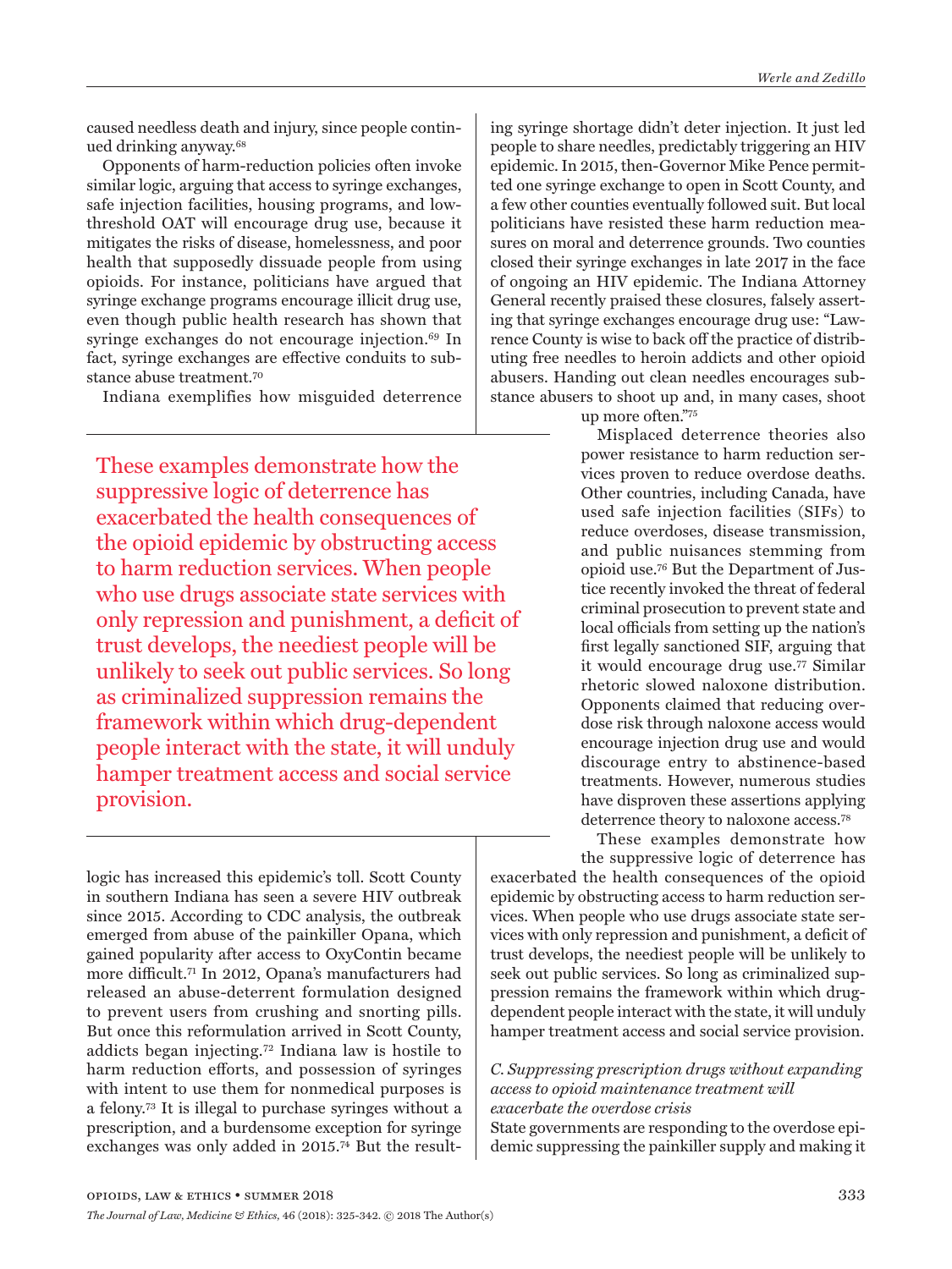caused needless death and injury, since people continued drinking anyway.[68]

Opponents of harm-reduction policies often invoke similar logic, arguing that access to syringe exchanges, safe injection facilities, housing programs, and low-threshold OAT will encourage drug use, because it mitigates the risks of disease, homelessness, and poor health that supposedly dissuade people from using opioids. For instance, politicians have argued that syringe exchange programs encourage illicit drug use, even though public health research has shown that syringe exchanges do not encourage injection.[69] In fact, syringe exchanges are effective conduits to substance abuse treatment.[70]

Indiana exemplifies how misguided deterrence logic has increased this epidemic's toll. Scott County in southern Indiana has seen a severe HIV outbreak since 2015. According to CDC analysis, the outbreak emerged from abuse of the painkiller Opana, which gained popularity after access to OxyContin became more difficult.[71] In 2012, Opana's manufacturers had released an abuse-deterrent formulation designed to prevent users from crushing and snorting pills. But once this reformulation arrived in Scott County, addicts began injecting.[72] Indiana law is hostile to harm reduction efforts, and possession of syringes with intent to use them for nonmedical purposes is a felony.[73] It is illegal to purchase syringes without a prescription, and a burdensome exception for syringe exchanges was only added in 2015.[74] But the resulting syringe shortage didn't deter injection. It just led people to share needles, predictably triggering an HIV epidemic. In 2015, then-Governor Mike Pence permitted one syringe exchange to open in Scott County, and a few other counties eventually followed suit. But local politicians have resisted these harm reduction measures on moral and deterrence grounds. Two counties closed their syringe exchanges in late 2017 in the face of ongoing an HIV epidemic. The Indiana Attorney General recently praised these closures, falsely asserting that syringe exchanges encourage drug use: "Lawrence County is wise to back off the practice of distributing free needles to heroin addicts and other opioid abusers. Handing out clean needles encourages substance abusers to shoot up and, in many cases, shoot up more often."[75]

Misplaced deterrence theories also power resistance to harm reduction services proven to reduce overdose deaths. Other countries, including Canada, have used safe injection facilities (SIFs) to reduce overdoses, disease transmission, and public nuisances stemming from opioid use.[76] But the Department of Justice recently invoked the threat of federal criminal prosecution to prevent state and local officials from setting up the nation's first legally sanctioned SIF, arguing that it would encourage drug use.[77] Similar rhetoric slowed naloxone distribution. Opponents claimed that reducing overdose risk through naloxone access would encourage injection drug use and would discourage entry to abstinence-based treatments. However, numerous studies have disproven these assertions applying deterrence theory to naloxone access.[78]

These examples demonstrate how the suppressive logic of deterrence has exacerbated the health consequences of the opioid epidemic by obstructing access to harm reduction services. When people who use drugs associate state services with only repression and punishment, a deficit of trust develops, the neediest people will be unlikely to seek out public services. So long as criminalized suppression remains the framework within which drug-dependent people interact with the state, it will unduly hamper treatment access and social service provision.

### *C. Suppressing prescription drugs without expanding access to opioid maintenance treatment will exacerbate the overdose crisis*

State governments are responding to the overdose epidemic suppressing the painkiller supply and making it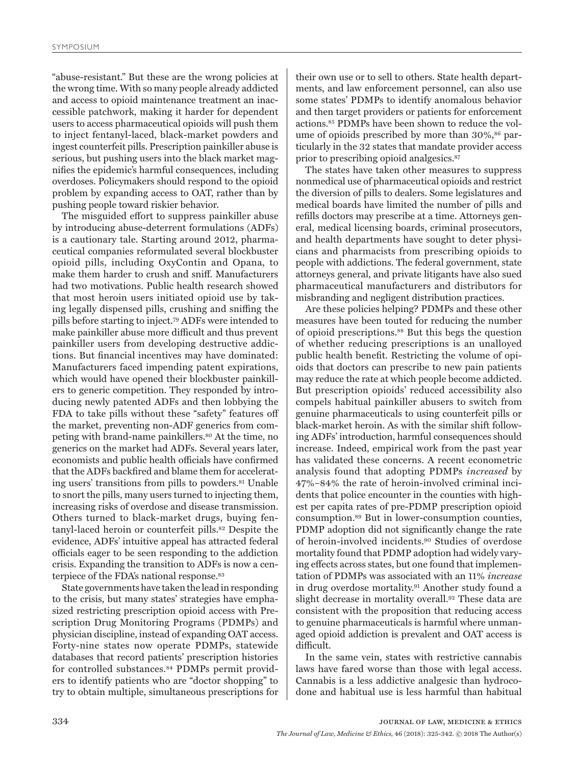"abuse-resistant." But these are the wrong policies at the wrong time. With so many people already addicted and access to opioid maintenance treatment an inaccessible patchwork, making it harder for dependent users to access pharmaceutical opioids will push them to inject fentanyl-laced, black-market powders and ingest counterfeit pills. Prescription painkiller abuse is serious, but pushing users into the black market magnifies the epidemic's harmful consequences, including overdoses. Policymakers should respond to the opioid problem by expanding access to OAT, rather than by pushing people toward riskier behavior.

The misguided effort to suppress painkiller abuse by introducing abuse-deterrent formulations (ADFs) is a cautionary tale. Starting around 2012, pharmaceutical companies reformulated several blockbuster opioid pills, including OxyContin and Opana, to make them harder to crush and sniff. Manufacturers had two motivations. Public health research showed that most heroin users initiated opioid use by taking legally dispensed pills, crushing and sniffing the pills before starting to inject.[79] ADFs were intended to make painkiller abuse more difficult and thus prevent painkiller users from developing destructive addictions. But financial incentives may have dominated: Manufacturers faced impending patent expirations, which would have opened their blockbuster painkillers to generic competition. They responded by introducing newly patented ADFs and then lobbying the FDA to take pills without these "safety" features off the market, preventing non-ADF generics from competing with brand-name painkillers.[80] At the time, no generics on the market had ADFs. Several years later, economists and public health officials have confirmed that the ADFs backfired and blame them for accelerating users' transitions from pills to powders.[81] Unable to snort the pills, many users turned to injecting them, increasing risks of overdose and disease transmission. Others turned to black-market drugs, buying fentanyl-laced heroin or counterfeit pills.[82] Despite the evidence, ADFs' intuitive appeal has attracted federal officials eager to be seen responding to the addiction crisis. Expanding the transition to ADFs is now a centerpiece of the FDA's national response.[83]

State governments have taken the lead in responding to the crisis, but many states' strategies have emphasized restricting prescription opioid access with Prescription Drug Monitoring Programs (PDMPs) and physician discipline, instead of expanding OAT access. Forty-nine states now operate PDMPs, statewide databases that record patients' prescription histories for controlled substances.[84] PDMPs permit providers to identify patients who are "doctor shopping" to try to obtain multiple, simultaneous prescriptions for their own use or to sell to others. State health departments, and law enforcement personnel, can also use some states' PDMPs to identify anomalous behavior and then target providers or patients for enforcement actions.[85] PDMPs have been shown to reduce the volume of opioids prescribed by more than 30%,[86] particularly in the 32 states that mandate provider access prior to prescribing opioid analgesics.[87]

The states have taken other measures to suppress nonmedical use of pharmaceutical opioids and restrict the diversion of pills to dealers. Some legislatures and medical boards have limited the number of pills and refills doctors may prescribe at a time. Attorneys general, medical licensing boards, criminal prosecutors, and health departments have sought to deter physicians and pharmacists from prescribing opioids to people with addictions. The federal government, state attorneys general, and private litigants have also sued pharmaceutical manufacturers and distributors for misbranding and negligent distribution practices.

Are these policies helping? PDMPs and these other measures have been touted for reducing the number of opioid prescriptions.[88] But this begs the question of whether reducing prescriptions is an unalloyed public health benefit. Restricting the volume of opioids that doctors can prescribe to new pain patients may reduce the rate at which people become addicted. But prescription opioids' reduced accessibility also compels habitual painkiller abusers to switch from genuine pharmaceuticals to using counterfeit pills or black-market heroin. As with the similar shift following ADFs' introduction, harmful consequences should increase. Indeed, empirical work from the past year has validated these concerns. A recent econometric analysis found that adopting PDMPs *increased* by 47%–84% the rate of heroin-involved criminal incidents that police encounter in the counties with highest per capita rates of pre-PDMP prescription opioid consumption.[89] But in lower-consumption counties, PDMP adoption did not significantly change the rate of heroin-involved incidents.[90] Studies of overdose mortality found that PDMP adoption had widely varying effects across states, but one found that implementation of PDMPs was associated with an 11% *increase* in drug overdose mortality.[91] Another study found a slight decrease in mortality overall.[92] These data are consistent with the proposition that reducing access to genuine pharmaceuticals is harmful where unmanaged opioid addiction is prevalent and OAT access is difficult.

In the same vein, states with restrictive cannabis laws have fared worse than those with legal access. Cannabis is a less addictive analgesic than hydrocodone and habitual use is less harmful than habitual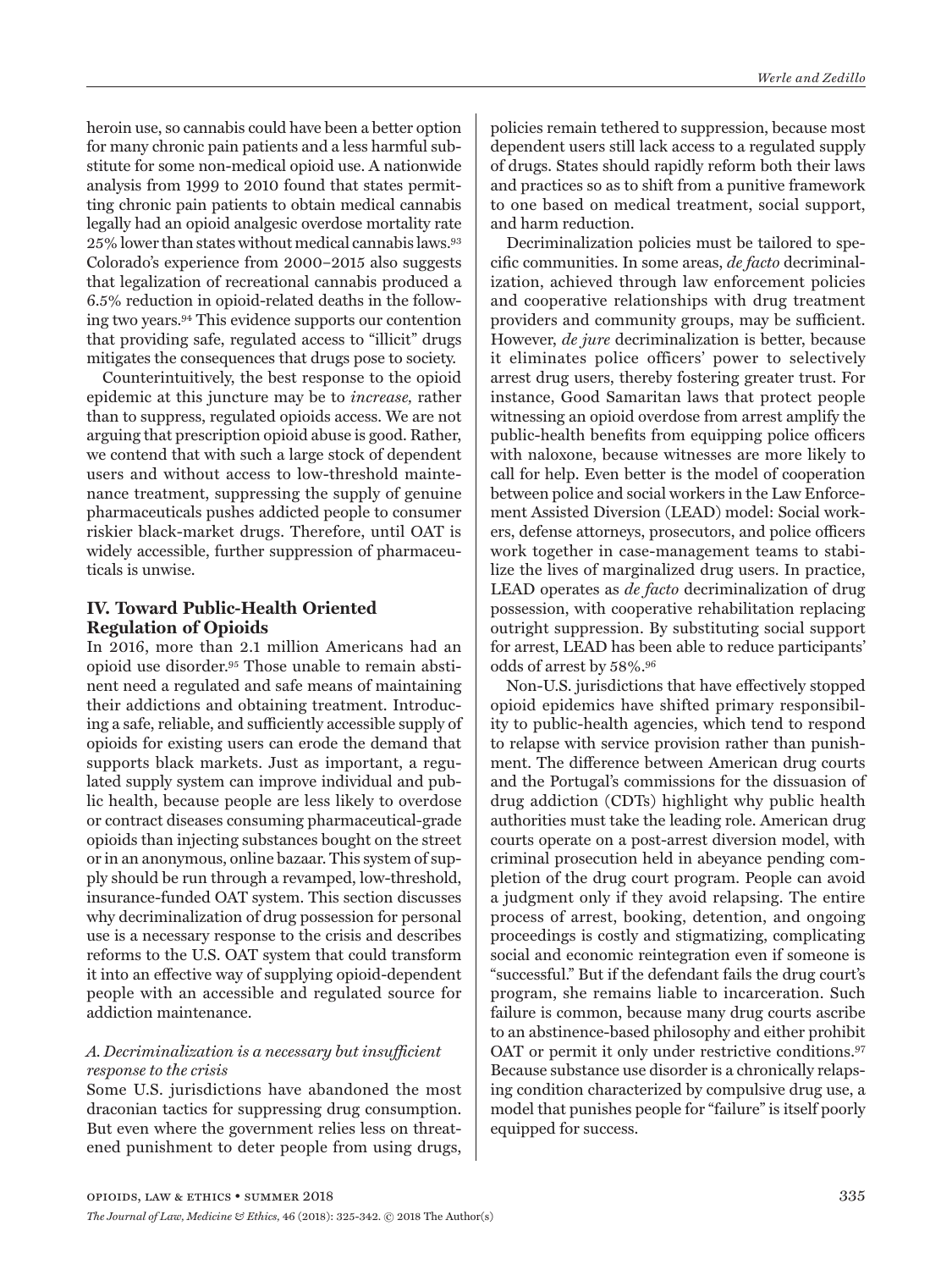heroin use, so cannabis could have been a better option for many chronic pain patients and a less harmful substitute for some non-medical opioid use. A nationwide analysis from 1999 to 2010 found that states permitting chronic pain patients to obtain medical cannabis legally had an opioid analgesic overdose mortality rate 25% lower than states without medical cannabis laws.[93] Colorado's experience from 2000–2015 also suggests that legalization of recreational cannabis produced a 6.5% reduction in opioid-related deaths in the following two years.[94] This evidence supports our contention that providing safe, regulated access to "illicit" drugs mitigates the consequences that drugs pose to society.

Counterintuitively, the best response to the opioid epidemic at this juncture may be to *increase,* rather than to suppress, regulated opioids access. We are not arguing that prescription opioid abuse is good. Rather, we contend that with such a large stock of dependent users and without access to low-threshold maintenance treatment, suppressing the supply of genuine pharmaceuticals pushes addicted people to consumer riskier black-market drugs. Therefore, until OAT is widely accessible, further suppression of pharmaceuticals is unwise.

## IV. Toward Public-Health Oriented Regulation of Opioids

In 2016, more than 2.1 million Americans had an opioid use disorder.[95] Those unable to remain abstinent need a regulated and safe means of maintaining their addictions and obtaining treatment. Introducing a safe, reliable, and sufficiently accessible supply of opioids for existing users can erode the demand that supports black markets. Just as important, a regulated supply system can improve individual and public health, because people are less likely to overdose or contract diseases consuming pharmaceutical-grade opioids than injecting substances bought on the street or in an anonymous, online bazaar. This system of supply should be run through a revamped, low-threshold, insurance-funded OAT system. This section discusses why decriminalization of drug possession for personal use is a necessary response to the crisis and describes reforms to the U.S. OAT system that could transform it into an effective way of supplying opioid-dependent people with an accessible and regulated source for addiction maintenance.

### *A. Decriminalization is a necessary but insufficient response to the crisis*

Some U.S. jurisdictions have abandoned the most draconian tactics for suppressing drug consumption. But even where the government relies less on threatened punishment to deter people from using drugs, policies remain tethered to suppression, because most dependent users still lack access to a regulated supply of drugs. States should rapidly reform both their laws and practices so as to shift from a punitive framework to one based on medical treatment, social support, and harm reduction.

Decriminalization policies must be tailored to specific communities. In some areas, *de facto* decriminalization, achieved through law enforcement policies and cooperative relationships with drug treatment providers and community groups, may be sufficient. However, *de jure* decriminalization is better, because it eliminates police officers' power to selectively arrest drug users, thereby fostering greater trust. For instance, Good Samaritan laws that protect people witnessing an opioid overdose from arrest amplify the public-health benefits from equipping police officers with naloxone, because witnesses are more likely to call for help. Even better is the model of cooperation between police and social workers in the Law Enforcement Assisted Diversion (LEAD) model: Social workers, defense attorneys, prosecutors, and police officers work together in case-management teams to stabilize the lives of marginalized drug users. In practice, LEAD operates as *de facto* decriminalization of drug possession, with cooperative rehabilitation replacing outright suppression. By substituting social support for arrest, LEAD has been able to reduce participants' odds of arrest by 58%.[96]

Non-U.S. jurisdictions that have effectively stopped opioid epidemics have shifted primary responsibility to public-health agencies, which tend to respond to relapse with service provision rather than punishment. The difference between American drug courts and the Portugal's commissions for the dissuasion of drug addiction (CDTs) highlight why public health authorities must take the leading role. American drug courts operate on a post-arrest diversion model, with criminal prosecution held in abeyance pending completion of the drug court program. People can avoid a judgment only if they avoid relapsing. The entire process of arrest, booking, detention, and ongoing proceedings is costly and stigmatizing, complicating social and economic reintegration even if someone is "successful." But if the defendant fails the drug court's program, she remains liable to incarceration. Such failure is common, because many drug courts ascribe to an abstinence-based philosophy and either prohibit OAT or permit it only under restrictive conditions.[97] Because substance use disorder is a chronically relapsing condition characterized by compulsive drug use, a model that punishes people for "failure" is itself poorly equipped for success.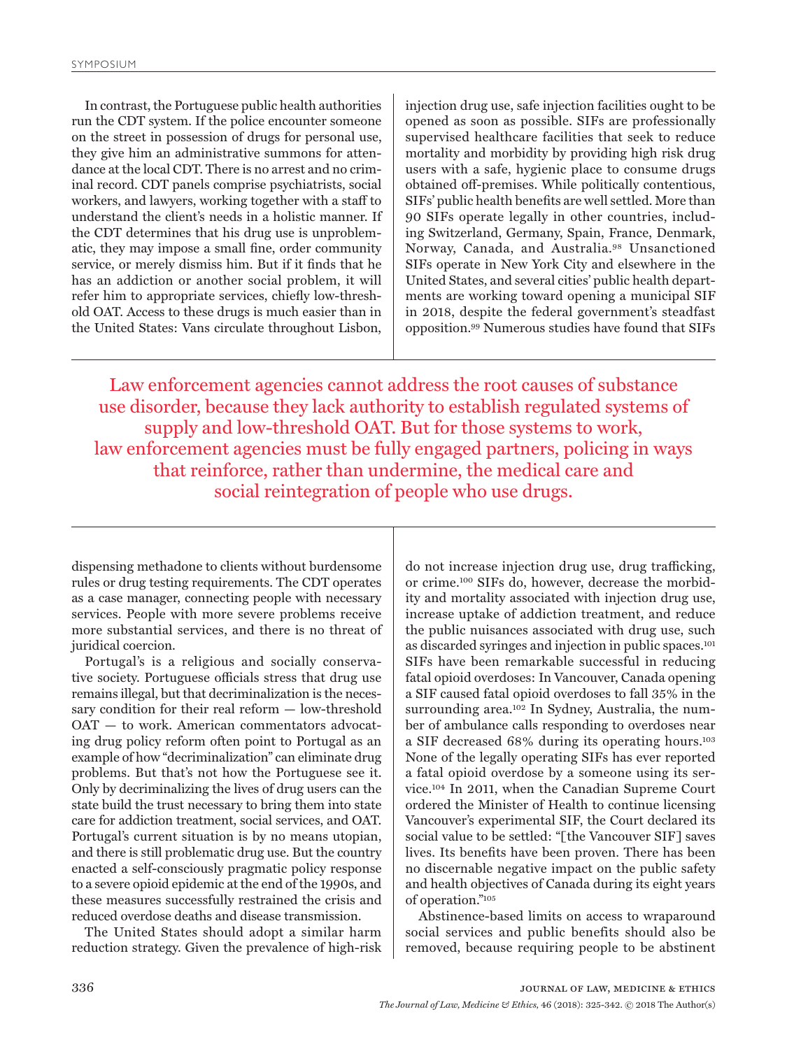In contrast, the Portuguese public health authorities run the CDT system. If the police encounter someone on the street in possession of drugs for personal use, they give him an administrative summons for attendance at the local CDT. There is no arrest and no criminal record. CDT panels comprise psychiatrists, social workers, and lawyers, working together with a staff to understand the client's needs in a holistic manner. If the CDT determines that his drug use is unproblematic, they may impose a small fine, order community service, or merely dismiss him. But if it finds that he has an addiction or another social problem, it will refer him to appropriate services, chiefly low-threshold OAT. Access to these drugs is much easier than in the United States: Vans circulate throughout Lisbon, dispensing methadone to clients without burdensome rules or drug testing requirements. The CDT operates as a case manager, connecting people with necessary services. People with more severe problems receive more substantial services, and there is no threat of juridical coercion.

Portugal's is a religious and socially conservative society. Portuguese officials stress that drug use remains illegal, but that decriminalization is the necessary condition for their real reform — low-threshold OAT — to work. American commentators advocating drug policy reform often point to Portugal as an example of how "decriminalization" can eliminate drug problems. But that's not how the Portuguese see it. Only by decriminalizing the lives of drug users can the state build the trust necessary to bring them into state care for addiction treatment, social services, and OAT. Portugal's current situation is by no means utopian, and there is still problematic drug use. But the country enacted a self-consciously pragmatic policy response to a severe opioid epidemic at the end of the 1990s, and these measures successfully restrained the crisis and reduced overdose deaths and disease transmission.

The United States should adopt a similar harm reduction strategy. Given the prevalence of high-risk injection drug use, safe injection facilities ought to be opened as soon as possible. SIFs are professionally supervised healthcare facilities that seek to reduce mortality and morbidity by providing high risk drug users with a safe, hygienic place to consume drugs obtained off-premises. While politically contentious, SIFs' public health benefits are well settled. More than 90 SIFs operate legally in other countries, including Switzerland, Germany, Spain, France, Denmark, Norway, Canada, and Australia.[98] Unsanctioned SIFs operate in New York City and elsewhere in the United States, and several cities' public health departments are working toward opening a municipal SIF in 2018, despite the federal government's steadfast opposition.[99] Numerous studies have found that SIFs do not increase injection drug use, drug trafficking, or crime.[100] SIFs do, however, decrease the morbidity and mortality associated with injection drug use, increase uptake of addiction treatment, and reduce the public nuisances associated with drug use, such as discarded syringes and injection in public spaces.[101] SIFs have been remarkable successful in reducing fatal opioid overdoses: In Vancouver, Canada opening a SIF caused fatal opioid overdoses to fall 35% in the surrounding area.[102] In Sydney, Australia, the number of ambulance calls responding to overdoses near a SIF decreased 68% during its operating hours.[103] None of the legally operating SIFs has ever reported a fatal opioid overdose by a someone using its service.[104] In 2011, when the Canadian Supreme Court ordered the Minister of Health to continue licensing Vancouver's experimental SIF, the Court declared its social value to be settled: "[the Vancouver SIF] saves lives. Its benefits have been proven. There has been no discernable negative impact on the public safety and health objectives of Canada during its eight years of operation."[105]

> Law enforcement agencies cannot address the root causes of substance use disorder, because they lack authority to establish regulated systems of supply and low-threshold OAT. But for those systems to work, law enforcement agencies must be fully engaged partners, policing in ways that reinforce, rather than undermine, the medical care and social reintegration of people who use drugs.

Abstinence-based limits on access to wraparound social services and public benefits should also be removed, because requiring people to be abstinent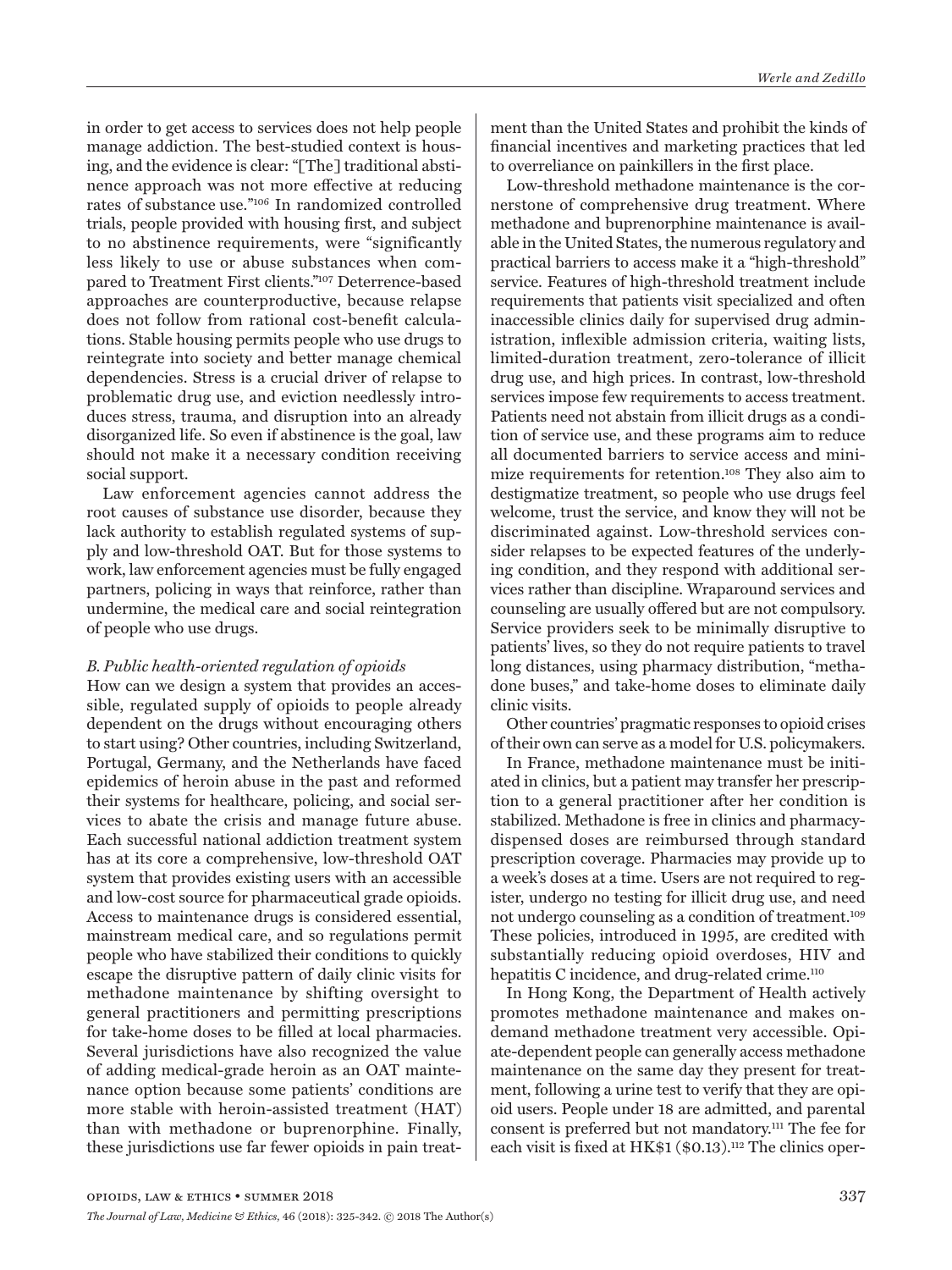in order to get access to services does not help people manage addiction. The best-studied context is housing, and the evidence is clear: "[The] traditional abstinence approach was not more effective at reducing rates of substance use."[106] In randomized controlled trials, people provided with housing first, and subject to no abstinence requirements, were "significantly less likely to use or abuse substances when compared to Treatment First clients."[107] Deterrence-based approaches are counterproductive, because relapse does not follow from rational cost-benefit calculations. Stable housing permits people who use drugs to reintegrate into society and better manage chemical dependencies. Stress is a crucial driver of relapse to problematic drug use, and eviction needlessly introduces stress, trauma, and disruption into an already disorganized life. So even if abstinence is the goal, law should not make it a necessary condition receiving social support.

Law enforcement agencies cannot address the root causes of substance use disorder, because they lack authority to establish regulated systems of supply and low-threshold OAT. But for those systems to work, law enforcement agencies must be fully engaged partners, policing in ways that reinforce, rather than undermine, the medical care and social reintegration of people who use drugs.

### *B. Public health-oriented regulation of opioids*

How can we design a system that provides an accessible, regulated supply of opioids to people already dependent on the drugs without encouraging others to start using? Other countries, including Switzerland, Portugal, Germany, and the Netherlands have faced epidemics of heroin abuse in the past and reformed their systems for healthcare, policing, and social services to abate the crisis and manage future abuse. Each successful national addiction treatment system has at its core a comprehensive, low-threshold OAT system that provides existing users with an accessible and low-cost source for pharmaceutical grade opioids. Access to maintenance drugs is considered essential, mainstream medical care, and so regulations permit people who have stabilized their conditions to quickly escape the disruptive pattern of daily clinic visits for methadone maintenance by shifting oversight to general practitioners and permitting prescriptions for take-home doses to be filled at local pharmacies. Several jurisdictions have also recognized the value of adding medical-grade heroin as an OAT maintenance option because some patients' conditions are more stable with heroin-assisted treatment (HAT) than with methadone or buprenorphine. Finally, these jurisdictions use far fewer opioids in pain treatment than the United States and prohibit the kinds of financial incentives and marketing practices that led to overreliance on painkillers in the first place.

Low-threshold methadone maintenance is the cornerstone of comprehensive drug treatment. Where methadone and buprenorphine maintenance is available in the United States, the numerous regulatory and practical barriers to access make it a "high-threshold" service. Features of high-threshold treatment include requirements that patients visit specialized and often inaccessible clinics daily for supervised drug administration, inflexible admission criteria, waiting lists, limited-duration treatment, zero-tolerance of illicit drug use, and high prices. In contrast, low-threshold services impose few requirements to access treatment. Patients need not abstain from illicit drugs as a condition of service use, and these programs aim to reduce all documented barriers to service access and minimize requirements for retention.[108] They also aim to destigmatize treatment, so people who use drugs feel welcome, trust the service, and know they will not be discriminated against. Low-threshold services consider relapses to be expected features of the underlying condition, and they respond with additional services rather than discipline. Wraparound services and counseling are usually offered but are not compulsory. Service providers seek to be minimally disruptive to patients' lives, so they do not require patients to travel long distances, using pharmacy distribution, "methadone buses," and take-home doses to eliminate daily clinic visits.

Other countries' pragmatic responses to opioid crises of their own can serve as a model for U.S. policymakers.

In France, methadone maintenance must be initiated in clinics, but a patient may transfer her prescription to a general practitioner after her condition is stabilized. Methadone is free in clinics and pharmacy-dispensed doses are reimbursed through standard prescription coverage. Pharmacies may provide up to a week's doses at a time. Users are not required to register, undergo no testing for illicit drug use, and need not undergo counseling as a condition of treatment.[109] These policies, introduced in 1995, are credited with substantially reducing opioid overdoses, HIV and hepatitis C incidence, and drug-related crime.[110]

In Hong Kong, the Department of Health actively promotes methadone maintenance and makes on-demand methadone treatment very accessible. Opiate-dependent people can generally access methadone maintenance on the same day they present for treatment, following a urine test to verify that they are opioid users. People under 18 are admitted, and parental consent is preferred but not mandatory.[111] The fee for each visit is fixed at HK$1 ($0.13).[112] The clinics oper-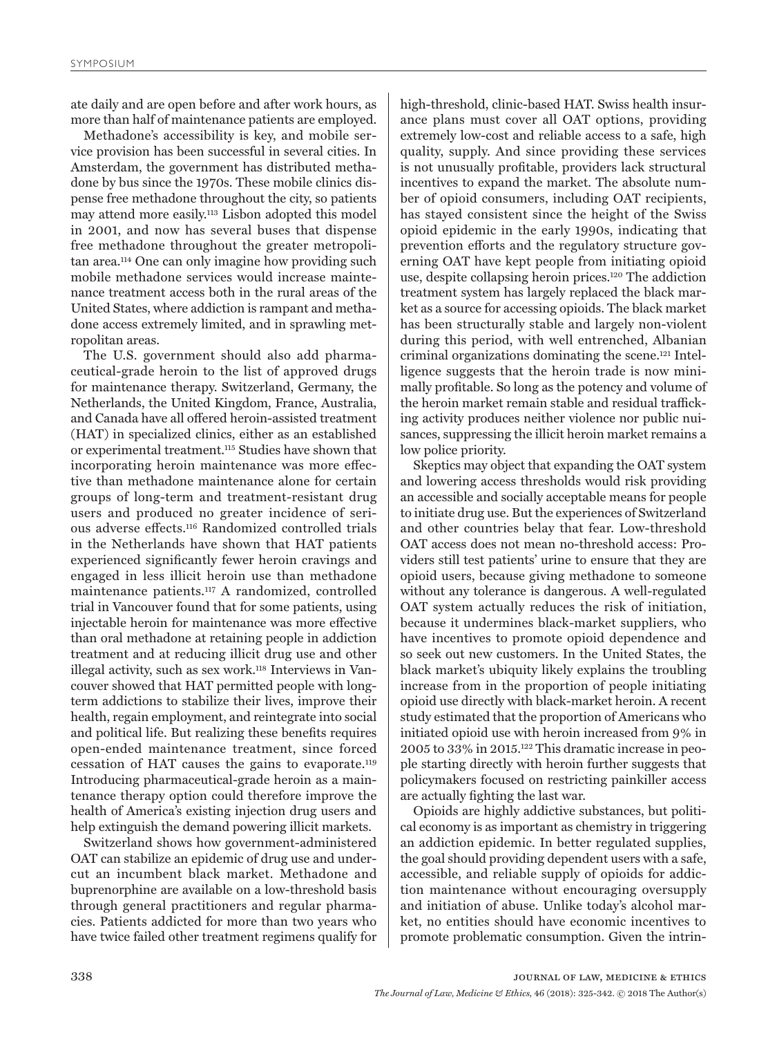ate daily and are open before and after work hours, as more than half of maintenance patients are employed.

Methadone's accessibility is key, and mobile service provision has been successful in several cities. In Amsterdam, the government has distributed methadone by bus since the 1970s. These mobile clinics dispense free methadone throughout the city, so patients may attend more easily.[113] Lisbon adopted this model in 2001, and now has several buses that dispense free methadone throughout the greater metropolitan area.[114] One can only imagine how providing such mobile methadone services would increase maintenance treatment access both in the rural areas of the United States, where addiction is rampant and methadone access extremely limited, and in sprawling metropolitan areas.

The U.S. government should also add pharmaceutical-grade heroin to the list of approved drugs for maintenance therapy. Switzerland, Germany, the Netherlands, the United Kingdom, France, Australia, and Canada have all offered heroin-assisted treatment (HAT) in specialized clinics, either as an established or experimental treatment.[115] Studies have shown that incorporating heroin maintenance was more effective than methadone maintenance alone for certain groups of long-term and treatment-resistant drug users and produced no greater incidence of serious adverse effects.[116] Randomized controlled trials in the Netherlands have shown that HAT patients experienced significantly fewer heroin cravings and engaged in less illicit heroin use than methadone maintenance patients.[117] A randomized, controlled trial in Vancouver found that for some patients, using injectable heroin for maintenance was more effective than oral methadone at retaining people in addiction treatment and at reducing illicit drug use and other illegal activity, such as sex work.[118] Interviews in Vancouver showed that HAT permitted people with long-term addictions to stabilize their lives, improve their health, regain employment, and reintegrate into social and political life. But realizing these benefits requires open-ended maintenance treatment, since forced cessation of HAT causes the gains to evaporate.[119] Introducing pharmaceutical-grade heroin as a maintenance therapy option could therefore improve the health of America's existing injection drug users and help extinguish the demand powering illicit markets.

Switzerland shows how government-administered OAT can stabilize an epidemic of drug use and undercut an incumbent black market. Methadone and buprenorphine are available on a low-threshold basis through general practitioners and regular pharmacies. Patients addicted for more than two years who have twice failed other treatment regimens qualify for high-threshold, clinic-based HAT. Swiss health insurance plans must cover all OAT options, providing extremely low-cost and reliable access to a safe, high quality, supply. And since providing these services is not unusually profitable, providers lack structural incentives to expand the market. The absolute number of opioid consumers, including OAT recipients, has stayed consistent since the height of the Swiss opioid epidemic in the early 1990s, indicating that prevention efforts and the regulatory structure governing OAT have kept people from initiating opioid use, despite collapsing heroin prices.[120] The addiction treatment system has largely replaced the black market as a source for accessing opioids. The black market has been structurally stable and largely non-violent during this period, with well entrenched, Albanian criminal organizations dominating the scene.[121] Intelligence suggests that the heroin trade is now minimally profitable. So long as the potency and volume of the heroin market remain stable and residual trafficking activity produces neither violence nor public nuisances, suppressing the illicit heroin market remains a low police priority.

Skeptics may object that expanding the OAT system and lowering access thresholds would risk providing an accessible and socially acceptable means for people to initiate drug use. But the experiences of Switzerland and other countries belay that fear. Low-threshold OAT access does not mean no-threshold access: Providers still test patients' urine to ensure that they are opioid users, because giving methadone to someone without any tolerance is dangerous. A well-regulated OAT system actually reduces the risk of initiation, because it undermines black-market suppliers, who have incentives to promote opioid dependence and so seek out new customers. In the United States, the black market's ubiquity likely explains the troubling increase from in the proportion of people initiating opioid use directly with black-market heroin. A recent study estimated that the proportion of Americans who initiated opioid use with heroin increased from 9% in 2005 to 33% in 2015.[122] This dramatic increase in people starting directly with heroin further suggests that policymakers focused on restricting painkiller access are actually fighting the last war.

Opioids are highly addictive substances, but political economy is as important as chemistry in triggering an addiction epidemic. In better regulated supplies, the goal should providing dependent users with a safe, accessible, and reliable supply of opioids for addiction maintenance without encouraging oversupply and initiation of abuse. Unlike today's alcohol market, no entities should have economic incentives to promote problematic consumption. Given the intrin-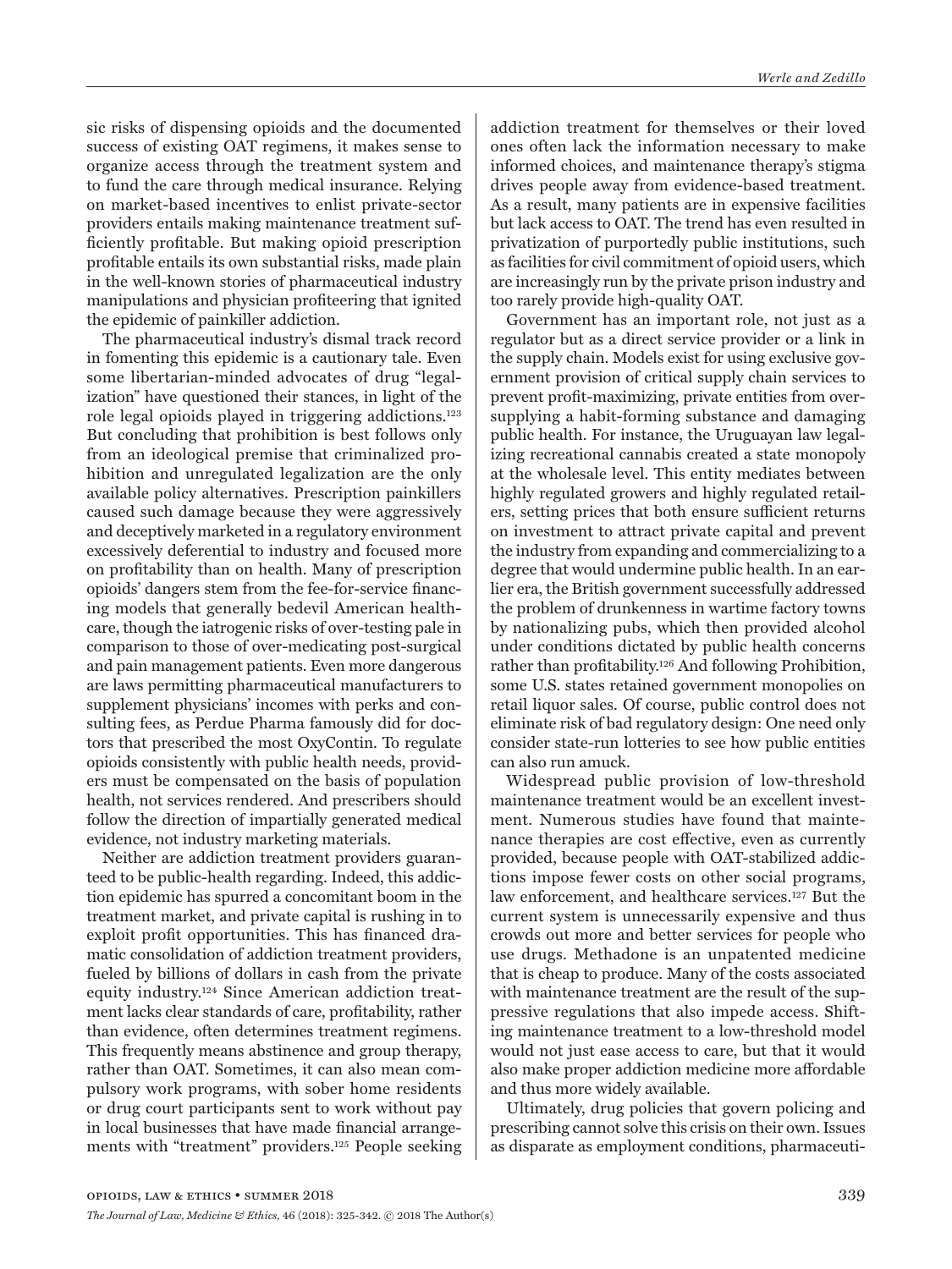sic risks of dispensing opioids and the documented success of existing OAT regimens, it makes sense to organize access through the treatment system and to fund the care through medical insurance. Relying on market-based incentives to enlist private-sector providers entails making maintenance treatment sufficiently profitable. But making opioid prescription profitable entails its own substantial risks, made plain in the well-known stories of pharmaceutical industry manipulations and physician profiteering that ignited the epidemic of painkiller addiction.

The pharmaceutical industry's dismal track record in fomenting this epidemic is a cautionary tale. Even some libertarian-minded advocates of drug "legalization" have questioned their stances, in light of the role legal opioids played in triggering addictions.[123] But concluding that prohibition is best follows only from an ideological premise that criminalized prohibition and unregulated legalization are the only available policy alternatives. Prescription painkillers caused such damage because they were aggressively and deceptively marketed in a regulatory environment excessively deferential to industry and focused more on profitability than on health. Many of prescription opioids' dangers stem from the fee-for-service financing models that generally bedevil American healthcare, though the iatrogenic risks of over-testing pale in comparison to those of over-medicating post-surgical and pain management patients. Even more dangerous are laws permitting pharmaceutical manufacturers to supplement physicians' incomes with perks and consulting fees, as Perdue Pharma famously did for doctors that prescribed the most OxyContin. To regulate opioids consistently with public health needs, providers must be compensated on the basis of population health, not services rendered. And prescribers should follow the direction of impartially generated medical evidence, not industry marketing materials.

Neither are addiction treatment providers guaranteed to be public-health regarding. Indeed, this addiction epidemic has spurred a concomitant boom in the treatment market, and private capital is rushing in to exploit profit opportunities. This has financed dramatic consolidation of addiction treatment providers, fueled by billions of dollars in cash from the private equity industry.[124] Since American addiction treatment lacks clear standards of care, profitability, rather than evidence, often determines treatment regimens. This frequently means abstinence and group therapy, rather than OAT. Sometimes, it can also mean compulsory work programs, with sober home residents or drug court participants sent to work without pay in local businesses that have made financial arrangements with "treatment" providers.[125] People seeking addiction treatment for themselves or their loved ones often lack the information necessary to make informed choices, and maintenance therapy's stigma drives people away from evidence-based treatment. As a result, many patients are in expensive facilities but lack access to OAT. The trend has even resulted in privatization of purportedly public institutions, such as facilities for civil commitment of opioid users, which are increasingly run by the private prison industry and too rarely provide high-quality OAT.

Government has an important role, not just as a regulator but as a direct service provider or a link in the supply chain. Models exist for using exclusive government provision of critical supply chain services to prevent profit-maximizing, private entities from oversupplying a habit-forming substance and damaging public health. For instance, the Uruguayan law legalizing recreational cannabis created a state monopoly at the wholesale level. This entity mediates between highly regulated growers and highly regulated retailers, setting prices that both ensure sufficient returns on investment to attract private capital and prevent the industry from expanding and commercializing to a degree that would undermine public health. In an earlier era, the British government successfully addressed the problem of drunkenness in wartime factory towns by nationalizing pubs, which then provided alcohol under conditions dictated by public health concerns rather than profitability.[126] And following Prohibition, some U.S. states retained government monopolies on retail liquor sales. Of course, public control does not eliminate risk of bad regulatory design: One need only consider state-run lotteries to see how public entities can also run amuck.

Widespread public provision of low-threshold maintenance treatment would be an excellent investment. Numerous studies have found that maintenance therapies are cost effective, even as currently provided, because people with OAT-stabilized addictions impose fewer costs on other social programs, law enforcement, and healthcare services.[127] But the current system is unnecessarily expensive and thus crowds out more and better services for people who use drugs. Methadone is an unpatented medicine that is cheap to produce. Many of the costs associated with maintenance treatment are the result of the suppressive regulations that also impede access. Shifting maintenance treatment to a low-threshold model would not just ease access to care, but that it would also make proper addiction medicine more affordable and thus more widely available.

Ultimately, drug policies that govern policing and prescribing cannot solve this crisis on their own. Issues as disparate as employment conditions, pharmaceuti-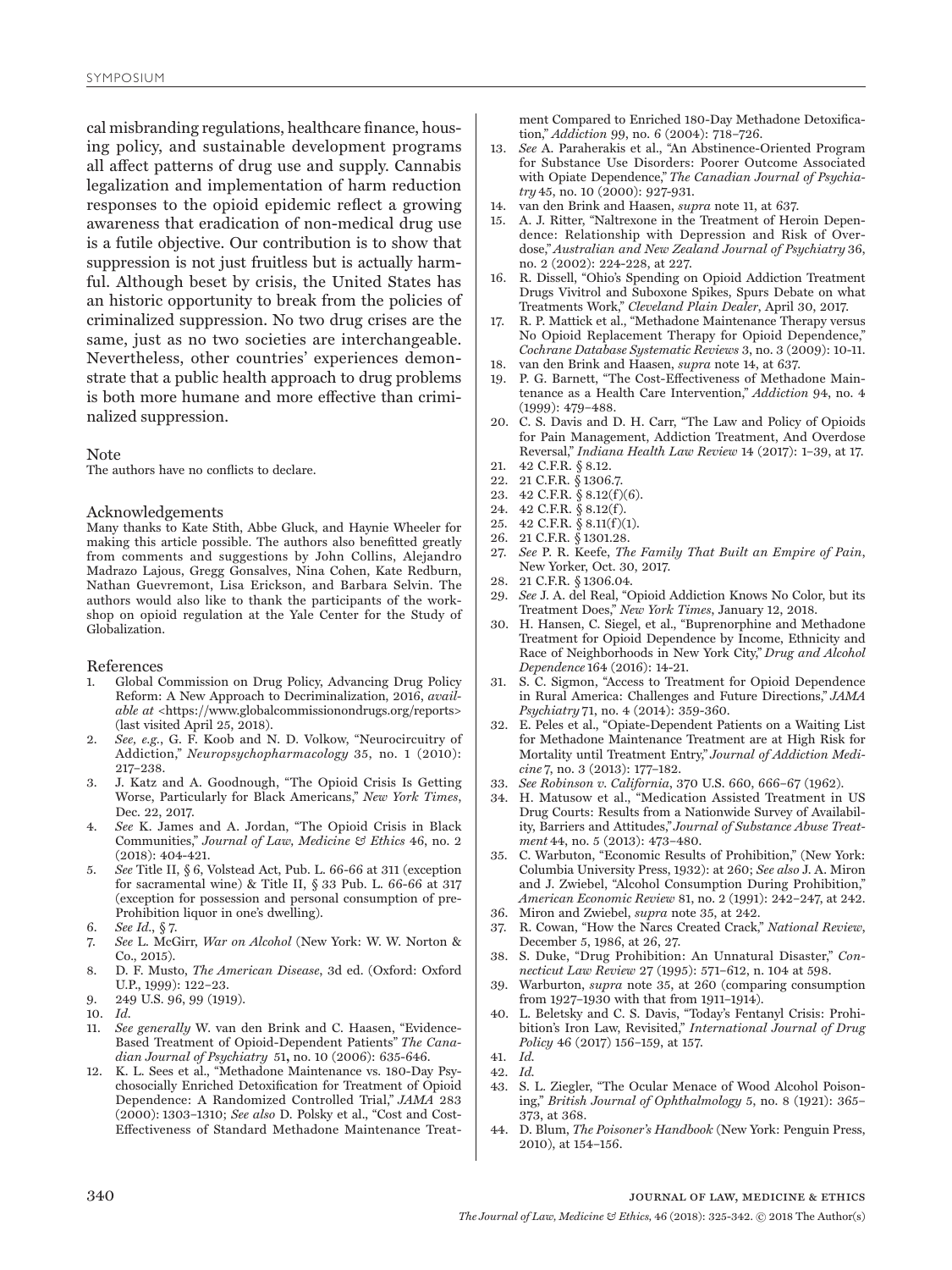cal misbranding regulations, healthcare finance, housing policy, and sustainable development programs all affect patterns of drug use and supply. Cannabis legalization and implementation of harm reduction responses to the opioid epidemic reflect a growing awareness that eradication of non-medical drug use is a futile objective. Our contribution is to show that suppression is not just fruitless but is actually harmful. Although beset by crisis, the United States has an historic opportunity to break from the policies of criminalized suppression. No two drug crises are the same, just as no two societies are interchangeable. Nevertheless, other countries' experiences demonstrate that a public health approach to drug problems is both more humane and more effective than criminalized suppression.

## Note

The authors have no conflicts to declare.

## Acknowledgements

Many thanks to Kate Stith, Abbe Gluck, and Haynie Wheeler for making this article possible. The authors also benefitted greatly from comments and suggestions by John Collins, Alejandro Madrazo Lajous, Gregg Gonsalves, Nina Cohen, Kate Redburn, Nathan Guevremont, Lisa Erickson, and Barbara Selvin. The authors would also like to thank the participants of the workshop on opioid regulation at the Yale Center for the Study of Globalization.

## References

1. Global Commission on Drug Policy, Advancing Drug Policy Reform: A New Approach to Decriminalization, 2016, *available at* <https://www.globalcommissionondrugs.org/reports> (last visited April 25, 2018).
2. *See, e.g.*, G. F. Koob and N. D. Volkow, "Neurocircuitry of Addiction," *Neuropsychopharmacology* 35, no. 1 (2010): 217–238.
3. J. Katz and A. Goodnough, "The Opioid Crisis Is Getting Worse, Particularly for Black Americans," *New York Times*, Dec. 22, 2017.
4. *See* K. James and A. Jordan, "The Opioid Crisis in Black Communities," *Journal of Law, Medicine & Ethics* 46, no. 2 (2018): 404-421.
5. *See* Title II, § 6, Volstead Act, Pub. L. 66-66 at 311 (exception for sacramental wine) & Title II, § 33 Pub. L. 66-66 at 317 (exception for possession and personal consumption of pre-Prohibition liquor in one's dwelling).
6. *See Id.*, § 7.
7. *See* L. McGirr, *War on Alcohol* (New York: W. W. Norton & Co., 2015).
8. D. F. Musto, *The American Disease*, 3d ed. (Oxford: Oxford U.P., 1999): 122–23.
9. 249 U.S. 96, 99 (1919).
10. *Id.*
11. *See generally* W. van den Brink and C. Haasen, "Evidence-Based Treatment of Opioid-Dependent Patients" *The Canadian Journal of Psychiatry* 51**,** no. 10 (2006): 635-646.
12. K. L. Sees et al., "Methadone Maintenance vs. 180-Day Psychosocially Enriched Detoxification for Treatment of Opioid Dependence: A Randomized Controlled Trial," *JAMA* 283 (2000): 1303–1310; *See also* D. Polsky et al., "Cost and Cost-Effectiveness of Standard Methadone Maintenance Treatment Compared to Enriched 180-Day Methadone Detoxification," *Addiction* 99, no. 6 (2004): 718–726.
13. *See* A. Paraherakis et al., "An Abstinence-Oriented Program for Substance Use Disorders: Poorer Outcome Associated with Opiate Dependence," *The Canadian Journal of Psychiatry* 45, no. 10 (2000): 927-931.
14. van den Brink and Haasen, *supra* note 11, at 637.
15. A. J. Ritter, "Naltrexone in the Treatment of Heroin Dependence: Relationship with Depression and Risk of Overdose," *Australian and New Zealand Journal of Psychiatry* 36, no. 2 (2002): 224-228, at 227.
16. R. Dissell, "Ohio's Spending on Opioid Addiction Treatment Drugs Vivitrol and Suboxone Spikes, Spurs Debate on what Treatments Work," *Cleveland Plain Dealer*, April 30, 2017.
17. R. P. Mattick et al., "Methadone Maintenance Therapy versus No Opioid Replacement Therapy for Opioid Dependence," *Cochrane Database Systematic Reviews* 3, no. 3 (2009): 10-11.
18. van den Brink and Haasen, *supra* note 14, at 637.
19. P. G. Barnett, "The Cost-Effectiveness of Methadone Maintenance as a Health Care Intervention," *Addiction* 94, no. 4 (1999): 479–488.
20. C. S. Davis and D. H. Carr, "The Law and Policy of Opioids for Pain Management, Addiction Treatment, And Overdose Reversal," *Indiana Health Law Review* 14 (2017): 1–39, at 17.
21. 42 C.F.R. § 8.12.
22. 21 C.F.R. § 1306.7.
23. 42 C.F.R. § 8.12(f)(6).
24. 42 C.F.R. § 8.12(f).
25. 42 C.F.R. § 8.11(f)(1).
26. 21 C.F.R. § 1301.28.
27. *See* P. R. Keefe, *The Family That Built an Empire of Pain*, New Yorker, Oct. 30, 2017.
28. 21 C.F.R. § 1306.04.
29. *See* J. A. del Real, "Opioid Addiction Knows No Color, but its Treatment Does," *New York Times*, January 12, 2018.
30. H. Hansen, C. Siegel, et al., "Buprenorphine and Methadone Treatment for Opioid Dependence by Income, Ethnicity and Race of Neighborhoods in New York City," *Drug and Alcohol Dependence* 164 (2016): 14-21.
31. S. C. Sigmon, "Access to Treatment for Opioid Dependence in Rural America: Challenges and Future Directions," *JAMA Psychiatry* 71, no. 4 (2014): 359-360.
32. E. Peles et al., "Opiate-Dependent Patients on a Waiting List for Methadone Maintenance Treatment are at High Risk for Mortality until Treatment Entry," *Journal of Addiction Medicine* 7, no. 3 (2013): 177–182.
33. *See Robinson v. California*, 370 U.S. 660, 666–67 (1962).
34. H. Matusow et al., "Medication Assisted Treatment in US Drug Courts: Results from a Nationwide Survey of Availability, Barriers and Attitudes," *Journal of Substance Abuse Treatment* 44, no. 5 (2013): 473–480.
35. C. Warbuton, "Economic Results of Prohibition," (New York: Columbia University Press, 1932): at 260; *See also* J. A. Miron and J. Zwiebel, "Alcohol Consumption During Prohibition," *American Economic Review* 81, no. 2 (1991): 242–247, at 242.
36. Miron and Zwiebel, *supra* note 35, at 242.
37. R. Cowan, "How the Narcs Created Crack," *National Review*, December 5, 1986, at 26, 27.
38. S. Duke, "Drug Prohibition: An Unnatural Disaster," *Connecticut Law Review* 27 (1995): 571–612, n. 104 at 598.
39. Warburton, *supra* note 35, at 260 (comparing consumption from 1927–1930 with that from 1911–1914).
40. L. Beletsky and C. S. Davis, "Today's Fentanyl Crisis: Prohibition's Iron Law, Revisited," *International Journal of Drug Policy* 46 (2017) 156–159, at 157.
41. *Id.*
42. *Id.*
43. S. L. Ziegler, "The Ocular Menace of Wood Alcohol Poisoning," *British Journal of Ophthalmology* 5, no. 8 (1921): 365–373, at 368.
44. D. Blum, *The Poisoner's Handbook* (New York: Penguin Press, 2010), at 154–156.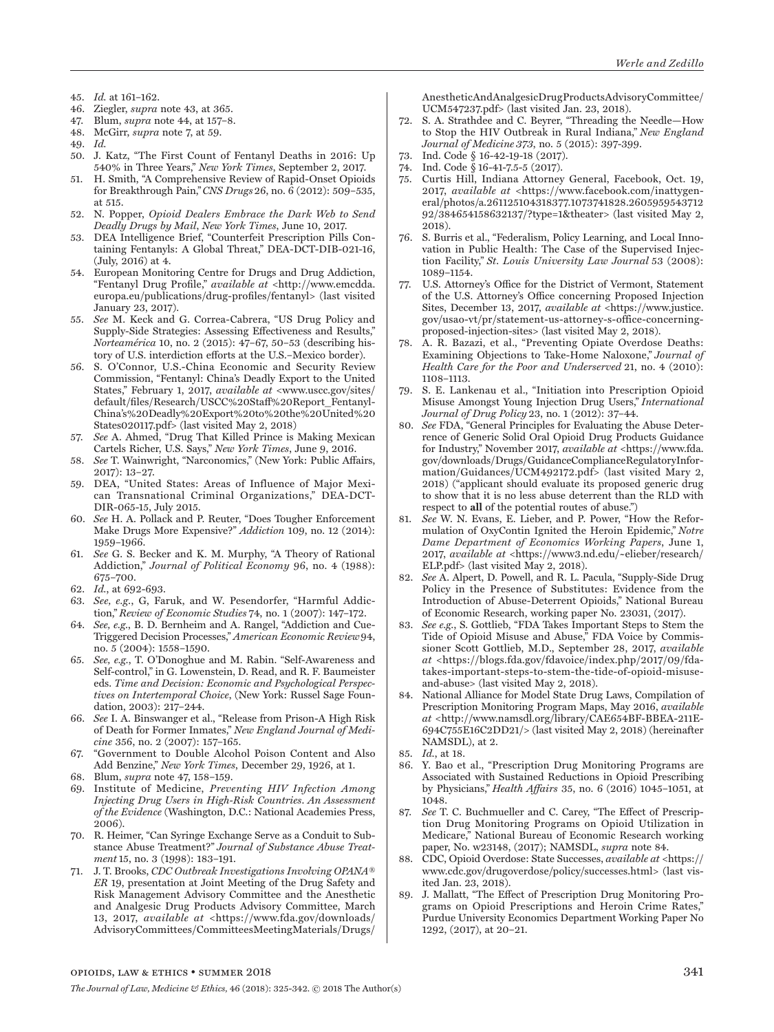45. *Id.* at 161–162.
46. Ziegler, *supra* note 43, at 365.
47. Blum, *supra* note 44, at 157–8.
48. McGirr, *supra* note 7, at 59.
49. *Id.*
50. J. Katz, "The First Count of Fentanyl Deaths in 2016: Up 540% in Three Years," *New York Times*, September 2, 2017.
51. H. Smith, "A Comprehensive Review of Rapid-Onset Opioids for Breakthrough Pain," *CNS Drugs* 26, no. 6 (2012): 509–535, at 515.
52. N. Popper, *Opioid Dealers Embrace the Dark Web to Send Deadly Drugs by Mail*, *New York Times*, June 10, 2017.
53. DEA Intelligence Brief, "Counterfeit Prescription Pills Containing Fentanyls: A Global Threat," DEA-DCT-DIB-021-16, (July, 2016) at 4.
54. European Monitoring Centre for Drugs and Drug Addiction, "Fentanyl Drug Profile," *available at* <http://www.emcdda.europa.eu/publications/drug-profiles/fentanyl> (last visited January 23, 2017).
55. *See* M. Keck and G. Correa-Cabrera, "US Drug Policy and Supply-Side Strategies: Assessing Effectiveness and Results," *Norteamérica* 10, no. 2 (2015): 47–67, 50–53 (describing history of U.S. interdiction efforts at the U.S.–Mexico border).
56. S. O'Connor, U.S.-China Economic and Security Review Commission, "Fentanyl: China's Deadly Export to the United States," February 1, 2017, *available at* <www.uscc.gov/sites/default/files/Research/USCC%20Staff%20Report_Fentanyl-China's%20Deadly%20Export%20to%20the%20United%20States020117.pdf> (last visited May 2, 2018)
57. *See* A. Ahmed, "Drug That Killed Prince is Making Mexican Cartels Richer, U.S. Says," *New York Times*, June 9, 2016.
58. *See* T. Wainwright, "Narconomics," (New York: Public Affairs, 2017): 13–27.
59. DEA, "United States: Areas of Influence of Major Mexican Transnational Criminal Organizations," DEA-DCT-DIR-065-15, July 2015.
60. *See* H. A. Pollack and P. Reuter, "Does Tougher Enforcement Make Drugs More Expensive?" *Addiction* 109, no. 12 (2014): 1959–1966.
61. *See* G. S. Becker and K. M. Murphy, "A Theory of Rational Addiction," *Journal of Political Economy* 96, no. 4 (1988): 675–700.
62. *Id.*, at 692-693.
63. *See, e.g.*, G, Faruk, and W. Pesendorfer, "Harmful Addiction," *Review of Economic Studies* 74, no. 1 (2007): 147–172.
64. *See, e.g.*, B. D. Bernheim and A. Rangel, "Addiction and Cue-Triggered Decision Processes," *American Economic Review* 94, no. 5 (2004): 1558–1590.
65. *See, e.g.*, T. O'Donoghue and M. Rabin. "Self-Awareness and Self-control," in G. Lowenstein, D. Read, and R. F. Baumeister eds. *Time and Decision: Economic and Psychological Perspectives on Intertemporal Choice*, (New York: Russel Sage Foundation, 2003): 217–244.
66. *See* I. A. Binswanger et al., "Release from Prison-A High Risk of Death for Former Inmates," *New England Journal of Medicine* 356, no. 2 (2007): 157–165.
67. "Government to Double Alcohol Poison Content and Also Add Benzine," *New York Times*, December 29, 1926, at 1.
68. Blum, *supra* note 47, 158–159.
69. Institute of Medicine, *Preventing HIV Infection Among Injecting Drug Users in High-Risk Countries. An Assessment of the Evidence* (Washington, D.C.: National Academies Press, 2006).
70. R. Heimer, "Can Syringe Exchange Serve as a Conduit to Substance Abuse Treatment?" *Journal of Substance Abuse Treatment* 15, no. 3 (1998): 183–191.
71. J. T. Brooks, *CDC Outbreak Investigations Involving OPANA® ER* 19, presentation at Joint Meeting of the Drug Safety and Risk Management Advisory Committee and the Anesthetic and Analgesic Drug Products Advisory Committee, March 13, 2017, *available at* <https://www.fda.gov/downloads/AdvisoryCommittees/CommitteesMeetingMaterials/Drugs/AnestheticAndAnalgesicDrugProductsAdvisoryCommittee/UCM547237.pdf> (last visited Jan. 23, 2018).
72. S. A. Strathdee and C. Beyrer, "Threading the Needle—How to Stop the HIV Outbreak in Rural Indiana," *New England Journal of Medicine* 373, no. 5 (2015): 397-399.
73. Ind. Code § 16-42-19-18 (2017).
74. Ind. Code § 16-41-7.5-5 (2017).
75. Curtis Hill, Indiana Attorney General, Facebook, Oct. 19, 2017, *available at* <https://www.facebook.com/inattygeneral/photos/a.261125104318377.1073741828.260595954371292/384654158632137/?type=1&theater> (last visited May 2, 2018).
76. S. Burris et al., "Federalism, Policy Learning, and Local Innovation in Public Health: The Case of the Supervised Injection Facility," *St. Louis University Law Journal* 53 (2008): 1089–1154.
77. U.S. Attorney's Office for the District of Vermont, Statement of the U.S. Attorney's Office concerning Proposed Injection Sites, December 13, 2017, *available at* <https://www.justice.gov/usao-vt/pr/statement-us-attorney-s-office-concerning-proposed-injection-sites> (last visited May 2, 2018).
78. A. R. Bazazi, et al., "Preventing Opiate Overdose Deaths: Examining Objections to Take-Home Naloxone," *Journal of Health Care for the Poor and Underserved* 21, no. 4 (2010): 1108–1113.
79. S. E. Lankenau et al., "Initiation into Prescription Opioid Misuse Amongst Young Injection Drug Users," *International Journal of Drug Policy* 23, no. 1 (2012): 37–44.
80. *See* FDA, "General Principles for Evaluating the Abuse Deterrence of Generic Solid Oral Opioid Drug Products Guidance for Industry," November 2017, *available at* <https://www.fda.gov/downloads/Drugs/GuidanceComplianceRegulatoryInformation/Guidances/UCM492172.pdf> (last visited Mary 2, 2018) ("applicant should evaluate its proposed generic drug to show that it is no less abuse deterrent than the RLD with respect to **all** of the potential routes of abuse.")
81. *See* W. N. Evans, E. Lieber, and P. Power, "How the Reformulation of OxyContin Ignited the Heroin Epidemic," *Notre Dame Department of Economics Working Papers*, June 1, 2017, *available at* <https://www3.nd.edu/~elieber/research/ELP.pdf> (last visited May 2, 2018).
82. *See* A. Alpert, D. Powell, and R. L. Pacula, "Supply-Side Drug Policy in the Presence of Substitutes: Evidence from the Introduction of Abuse-Deterrent Opioids," National Bureau of Economic Research, working paper No. 23031, (2017).
83. *See e.g.*, S. Gottlieb, "FDA Takes Important Steps to Stem the Tide of Opioid Misuse and Abuse," FDA Voice by Commissioner Scott Gottlieb, M.D., September 28, 2017, *available at* <https://blogs.fda.gov/fdavoice/index.php/2017/09/fda-takes-important-steps-to-stem-the-tide-of-opioid-misuse-and-abuse> (last visited May 2, 2018).
84. National Alliance for Model State Drug Laws, Compilation of Prescription Monitoring Program Maps, May 2016, *available at* <http://www.namsdl.org/library/CAE654BF-BBEA-211E-694C755E16C2DD21/> (last visited May 2, 2018) (hereinafter NAMSDL), at 2.
85. *Id.*, at 18.
86. Y. Bao et al., "Prescription Drug Monitoring Programs are Associated with Sustained Reductions in Opioid Prescribing by Physicians," *Health Affairs* 35, no. 6 (2016) 1045–1051, at 1048.
87. *See* T. C. Buchmueller and C. Carey, "The Effect of Prescription Drug Monitoring Programs on Opioid Utilization in Medicare," National Bureau of Economic Research working paper, No. w23148, (2017); NAMSDL, *supra* note 84.
88. CDC, Opioid Overdose: State Successes, *available at* <https://www.cdc.gov/drugoverdose/policy/successes.html> (last visited Jan. 23, 2018).
89. J. Mallatt, "The Effect of Prescription Drug Monitoring Programs on Opioid Prescriptions and Heroin Crime Rates," Purdue University Economics Department Working Paper No 1292, (2017), at 20–21.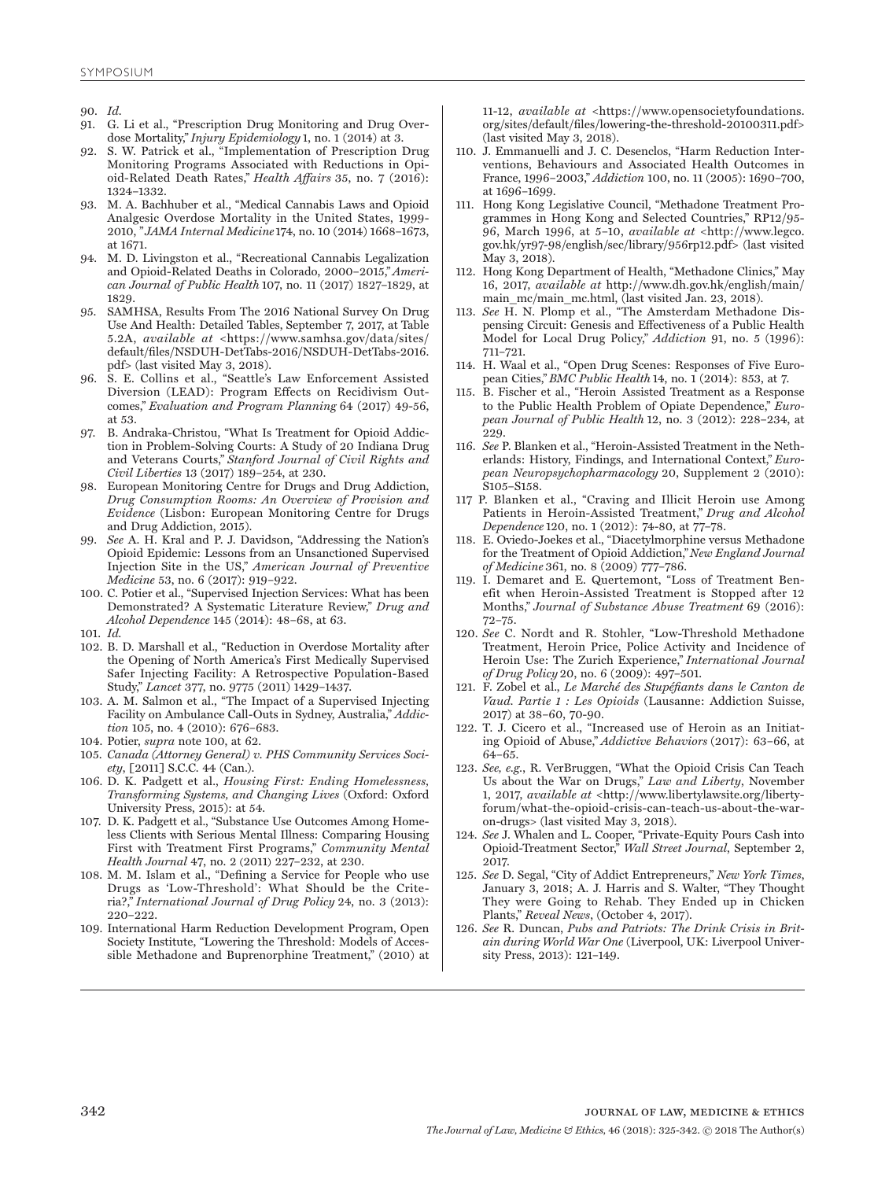90. *Id.*
91. G. Li et al., "Prescription Drug Monitoring and Drug Overdose Mortality," *Injury Epidemiology* 1, no. 1 (2014) at 3.
92. S. W. Patrick et al., "Implementation of Prescription Drug Monitoring Programs Associated with Reductions in Opioid-Related Death Rates," *Health Affairs* 35, no. 7 (2016): 1324–1332.
93. M. A. Bachhuber et al., "Medical Cannabis Laws and Opioid Analgesic Overdose Mortality in the United States, 1999-2010, " *JAMA Internal Medicine* 174, no. 10 (2014) 1668–1673, at 1671.
94. M. D. Livingston et al., "Recreational Cannabis Legalization and Opioid-Related Deaths in Colorado, 2000–2015," *American Journal of Public Health* 107, no. 11 (2017) 1827–1829, at 1829.
95. SAMHSA, Results From The 2016 National Survey On Drug Use And Health: Detailed Tables, September 7, 2017, at Table 5.2A, *available at* <https://www.samhsa.gov/data/sites/default/files/NSDUH-DetTabs-2016/NSDUH-DetTabs-2016.pdf> (last visited May 3, 2018).
96. S. E. Collins et al., "Seattle's Law Enforcement Assisted Diversion (LEAD): Program Effects on Recidivism Outcomes," *Evaluation and Program Planning* 64 (2017) 49-56, at 53.
97. B. Andraka-Christou, "What Is Treatment for Opioid Addiction in Problem-Solving Courts: A Study of 20 Indiana Drug and Veterans Courts," *Stanford Journal of Civil Rights and Civil Liberties* 13 (2017) 189–254, at 230.
98. European Monitoring Centre for Drugs and Drug Addiction, *Drug Consumption Rooms: An Overview of Provision and Evidence* (Lisbon: European Monitoring Centre for Drugs and Drug Addiction, 2015).
99. *See* A. H. Kral and P. J. Davidson, "Addressing the Nation's Opioid Epidemic: Lessons from an Unsanctioned Supervised Injection Site in the US," *American Journal of Preventive Medicine* 53, no. 6 (2017): 919–922.
100. C. Potier et al., "Supervised Injection Services: What has been Demonstrated? A Systematic Literature Review," *Drug and Alcohol Dependence* 145 (2014): 48–68, at 63.
101. *Id.*
102. B. D. Marshall et al., "Reduction in Overdose Mortality after the Opening of North America's First Medically Supervised Safer Injecting Facility: A Retrospective Population-Based Study," *Lancet* 377, no. 9775 (2011) 1429–1437.
103. A. M. Salmon et al., "The Impact of a Supervised Injecting Facility on Ambulance Call-Outs in Sydney, Australia," *Addiction* 105, no. 4 (2010): 676–683.
104. Potier, *supra* note 100, at 62.
105. *Canada (Attorney General) v. PHS Community Services Society*, [2011] S.C.C. 44 (Can.).
106. D. K. Padgett et al., *Housing First: Ending Homelessness, Transforming Systems, and Changing Lives* (Oxford: Oxford University Press, 2015): at 54.
107. D. K. Padgett et al., "Substance Use Outcomes Among Homeless Clients with Serious Mental Illness: Comparing Housing First with Treatment First Programs," *Community Mental Health Journal* 47, no. 2 (2011) 227–232, at 230.
108. M. M. Islam et al., "Defining a Service for People who use Drugs as 'Low-Threshold': What Should be the Criteria?," *International Journal of Drug Policy* 24, no. 3 (2013): 220–222.
109. International Harm Reduction Development Program, Open Society Institute, "Lowering the Threshold: Models of Accessible Methadone and Buprenorphine Treatment," (2010) at 11-12, *available at* <https://www.opensocietyfoundations.org/sites/default/files/lowering-the-threshold-20100311.pdf> (last visited May 3, 2018).
110. J. Emmanuelli and J. C. Desenclos, "Harm Reduction Interventions, Behaviours and Associated Health Outcomes in France, 1996–2003," *Addiction* 100, no. 11 (2005): 1690–700, at 1696–1699.
111. Hong Kong Legislative Council, "Methadone Treatment Programmes in Hong Kong and Selected Countries," RP12/95-96, March 1996, at 5–10, *available at* <http://www.legco.gov.hk/yr97-98/english/sec/library/956rp12.pdf> (last visited May 3, 2018).
112. Hong Kong Department of Health, "Methadone Clinics," May 16, 2017, *available at* http://www.dh.gov.hk/english/main/main_mc/main_mc.html, (last visited Jan. 23, 2018).
113. *See* H. N. Plomp et al., "The Amsterdam Methadone Dispensing Circuit: Genesis and Effectiveness of a Public Health Model for Local Drug Policy," *Addiction* 91, no. 5 (1996): 711–721.
114. H. Waal et al., "Open Drug Scenes: Responses of Five European Cities," *BMC Public Health* 14, no. 1 (2014): 853, at 7.
115. B. Fischer et al., "Heroin Assisted Treatment as a Response to the Public Health Problem of Opiate Dependence," *European Journal of Public Health* 12, no. 3 (2012): 228–234, at 229.
116. *See* P. Blanken et al., "Heroin-Assisted Treatment in the Netherlands: History, Findings, and International Context," *European Neuropsychopharmacology* 20, Supplement 2 (2010): S105–S158.
117 P. Blanken et al., "Craving and Illicit Heroin use Among Patients in Heroin-Assisted Treatment," *Drug and Alcohol Dependence* 120, no. 1 (2012): 74-80, at 77–78.
118. E. Oviedo-Joekes et al., "Diacetylmorphine versus Methadone for the Treatment of Opioid Addiction," *New England Journal of Medicine* 361, no. 8 (2009) 777–786.
119. I. Demaret and E. Quertemont, "Loss of Treatment Benefit when Heroin-Assisted Treatment is Stopped after 12 Months," *Journal of Substance Abuse Treatment* 69 (2016): 72–75.
120. *See* C. Nordt and R. Stohler, "Low-Threshold Methadone Treatment, Heroin Price, Police Activity and Incidence of Heroin Use: The Zurich Experience," *International Journal of Drug Policy* 20, no. 6 (2009): 497–501.
121. F. Zobel et al., *Le Marché des Stupéfiants dans le Canton de Vaud. Partie 1 : Les Opioïds* (Lausanne: Addiction Suisse, 2017) at 38–60, 70-90.
122. T. J. Cicero et al., "Increased use of Heroin as an Initiating Opioid of Abuse," *Addictive Behaviors* (2017): 63–66, at 64–65.
123. *See, e.g.*, R. VerBruggen, "What the Opioid Crisis Can Teach Us about the War on Drugs," *Law and Liberty*, November 1, 2017, *available at* <http://www.libertylawsite.org/liberty-forum/what-the-opioid-crisis-can-teach-us-about-the-war-on-drugs> (last visited May 3, 2018).
124. *See* J. Whalen and L. Cooper, "Private-Equity Pours Cash into Opioid-Treatment Sector," *Wall Street Journal*, September 2, 2017.
125. *See* D. Segal, "City of Addict Entrepreneurs," *New York Times*, January 3, 2018; A. J. Harris and S. Walter, "They Thought They were Going to Rehab. They Ended up in Chicken Plants," *Reveal News*, (October 4, 2017).
126. *See* R. Duncan, *Pubs and Patriots: The Drink Crisis in Britain during World War One* (Liverpool, UK: Liverpool University Press, 2013): 121–149.